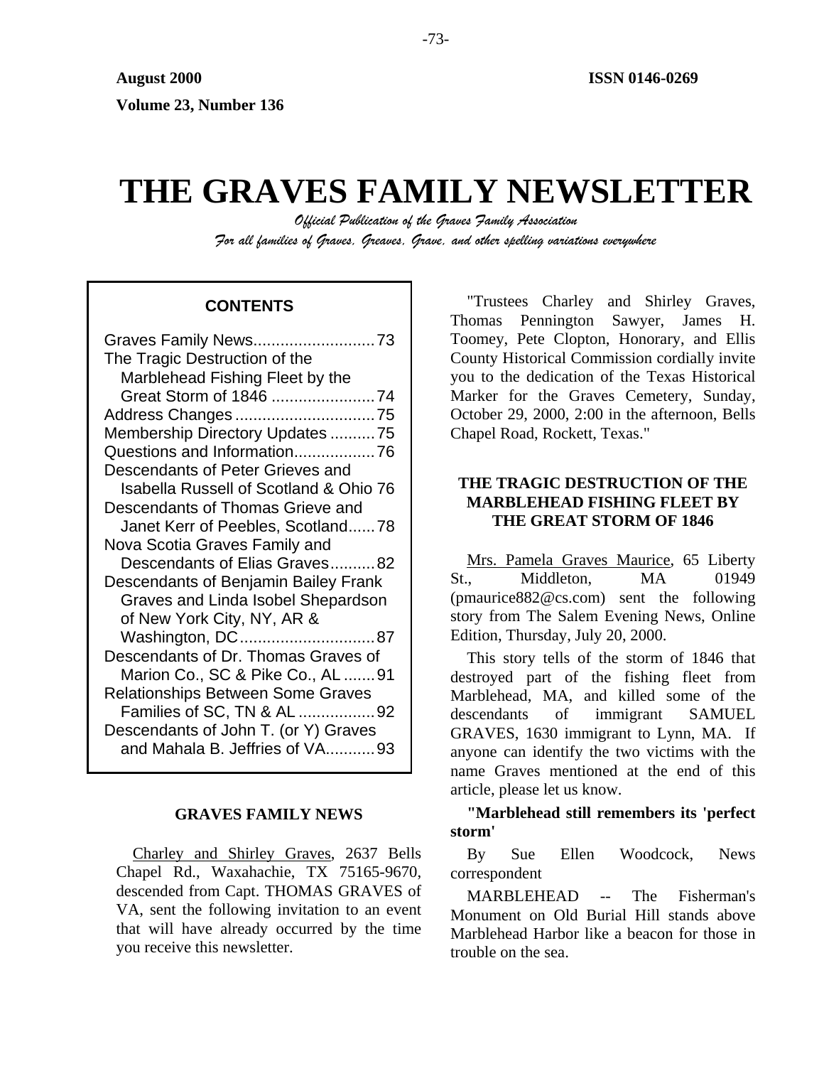August 2000 ISSN 0146-0269

Volume 23, Number 136

# THE GRAVES FAMILY NEWSLETTER

*Official Publication of the Graves Family Association*

*For all families of Graves, Greaves, Grave, and other spelling variations everywhere*

**CONTENTS**

Graves Family News.......................... 73
The Tragic Destruction of the Marblehead Fishing Fleet by the Great Storm of 1846 ...................... 74
Address Changes .............................. 75
Membership Directory Updates .......... 75
Questions and Information................. 76
Descendants of Peter Grieves and Isabella Russell of Scotland & Ohio 76
Descendants of Thomas Grieve and Janet Kerr of Peebles, Scotland...... 78
Nova Scotia Graves Family and Descendants of Elias Graves.......... 82
Descendants of Benjamin Bailey Frank Graves and Linda Isobel Shepardson of New York City, NY, AR & Washington, DC.............................. 87
Descendants of Dr. Thomas Graves of Marion Co., SC & Pike Co., AL ....... 91
Relationships Between Some Graves Families of SC, TN & AL ................. 92
Descendants of John T. (or Y) Graves and Mahala B. Jeffries of VA........... 93

## GRAVES FAMILY NEWS

Charley and Shirley Graves, 2637 Bells Chapel Rd., Waxahachie, TX 75165-9670, descended from Capt. THOMAS GRAVES of VA, sent the following invitation to an event that will have already occurred by the time you receive this newsletter.

"Trustees Charley and Shirley Graves, Thomas Pennington Sawyer, James H. Toomey, Pete Clopton, Honorary, and Ellis County Historical Commission cordially invite you to the dedication of the Texas Historical Marker for the Graves Cemetery, Sunday, October 29, 2000, 2:00 in the afternoon, Bells Chapel Road, Rockett, Texas."

## THE TRAGIC DESTRUCTION OF THE MARBLEHEAD FISHING FLEET BY THE GREAT STORM OF 1846

Mrs. Pamela Graves Maurice, 65 Liberty St., Middleton, MA 01949 (pmaurice882@cs.com) sent the following story from The Salem Evening News, Online Edition, Thursday, July 20, 2000.

This story tells of the storm of 1846 that destroyed part of the fishing fleet from Marblehead, MA, and killed some of the descendants of immigrant SAMUEL GRAVES, 1630 immigrant to Lynn, MA. If anyone can identify the two victims with the name Graves mentioned at the end of this article, please let us know.

**"Marblehead still remembers its 'perfect storm'**

By Sue Ellen Woodcock, News correspondent

MARBLEHEAD -- The Fisherman's Monument on Old Burial Hill stands above Marblehead Harbor like a beacon for those in trouble on the sea.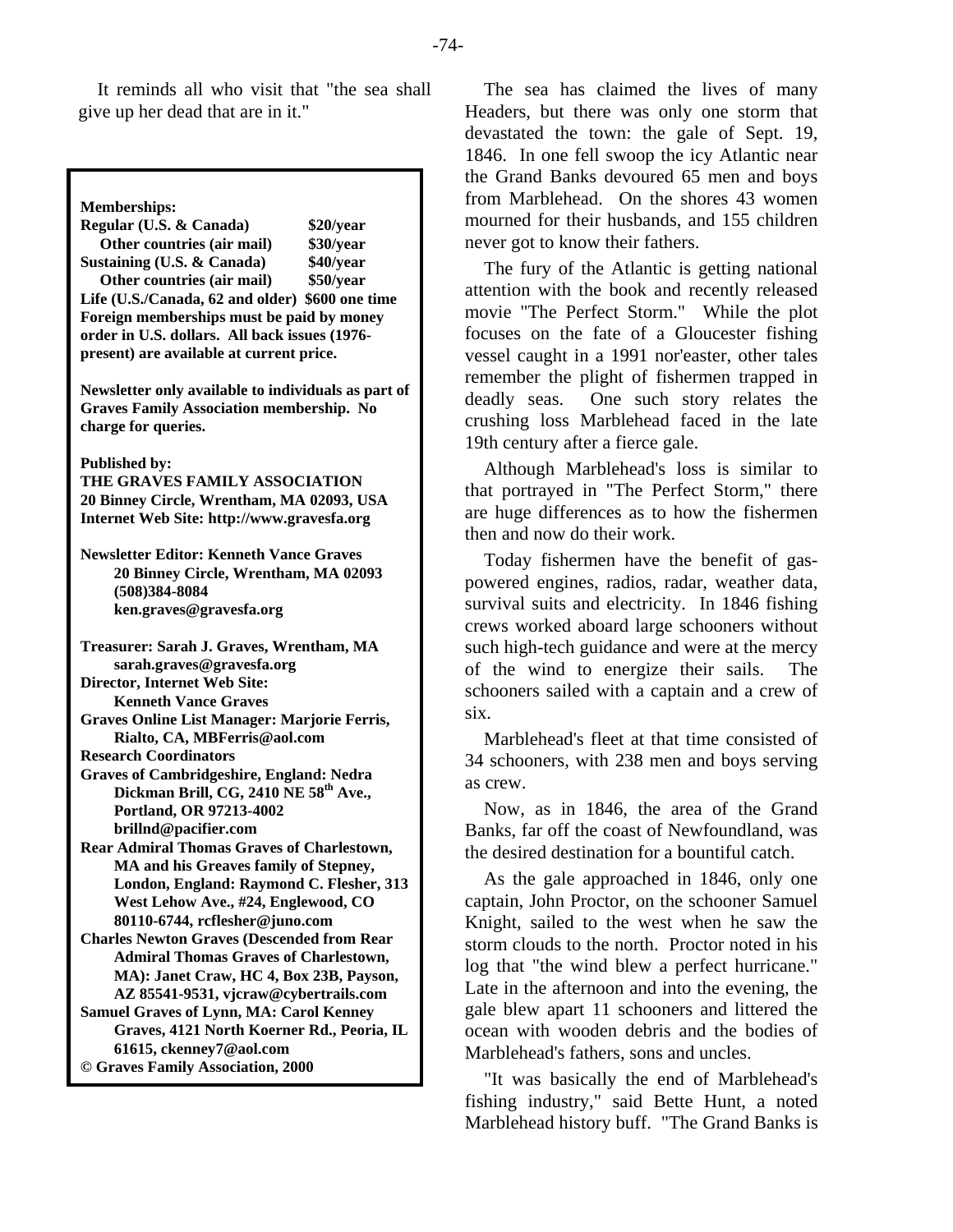It reminds all who visit that "the sea shall give up her dead that are in it."

**Memberships:**

| | |
|---|---|
| **Regular (U.S. & Canada)** | **$20/year** |
| **Other countries (air mail)** | **$30/year** |
| **Sustaining (U.S. & Canada)** | **$40/year** |
| **Other countries (air mail)** | **$50/year** |
| **Life (U.S./Canada, 62 and older)** | **$600 one time** |

**Foreign memberships must be paid by money order in U.S. dollars. All back issues (1976-present) are available at current price.**

**Newsletter only available to individuals as part of Graves Family Association membership. No charge for queries.**

**Published by:**
**THE GRAVES FAMILY ASSOCIATION**
**20 Binney Circle, Wrentham, MA 02093, USA**
**Internet Web Site: http://www.gravesfa.org**

**Newsletter Editor: Kenneth Vance Graves**
**20 Binney Circle, Wrentham, MA 02093**
**(508)384-8084**
**ken.graves@gravesfa.org**

**Treasurer: Sarah J. Graves, Wrentham, MA**
**sarah.graves@gravesfa.org**
**Director, Internet Web Site:**
**Kenneth Vance Graves**
**Graves Online List Manager: Marjorie Ferris, Rialto, CA, MBFerris@aol.com**
**Research Coordinators**
**Graves of Cambridgeshire, England: Nedra Dickman Brill, CG, 2410 NE 58th Ave., Portland, OR 97213-4002**
**brillnd@pacifier.com**
**Rear Admiral Thomas Graves of Charlestown, MA and his Greaves family of Stepney, London, England: Raymond C. Flesher, 313 West Lehow Ave., #24, Englewood, CO 80110-6744, rcflesher@juno.com**
**Charles Newton Graves (Descended from Rear Admiral Thomas Graves of Charlestown, MA): Janet Craw, HC 4, Box 23B, Payson, AZ 85541-9531, vjcraw@cybertrails.com**
**Samuel Graves of Lynn, MA: Carol Kenney Graves, 4121 North Koerner Rd., Peoria, IL 61615, ckenney7@aol.com**
**© Graves Family Association, 2000**

The sea has claimed the lives of many Headers, but there was only one storm that devastated the town: the gale of Sept. 19, 1846. In one fell swoop the icy Atlantic near the Grand Banks devoured 65 men and boys from Marblehead. On the shores 43 women mourned for their husbands, and 155 children never got to know their fathers.

The fury of the Atlantic is getting national attention with the book and recently released movie "The Perfect Storm." While the plot focuses on the fate of a Gloucester fishing vessel caught in a 1991 nor'easter, other tales remember the plight of fishermen trapped in deadly seas. One such story relates the crushing loss Marblehead faced in the late 19th century after a fierce gale.

Although Marblehead's loss is similar to that portrayed in "The Perfect Storm," there are huge differences as to how the fishermen then and now do their work.

Today fishermen have the benefit of gas-powered engines, radios, radar, weather data, survival suits and electricity. In 1846 fishing crews worked aboard large schooners without such high-tech guidance and were at the mercy of the wind to energize their sails. The schooners sailed with a captain and a crew of six.

Marblehead's fleet at that time consisted of 34 schooners, with 238 men and boys serving as crew.

Now, as in 1846, the area of the Grand Banks, far off the coast of Newfoundland, was the desired destination for a bountiful catch.

As the gale approached in 1846, only one captain, John Proctor, on the schooner Samuel Knight, sailed to the west when he saw the storm clouds to the north. Proctor noted in his log that "the wind blew a perfect hurricane." Late in the afternoon and into the evening, the gale blew apart 11 schooners and littered the ocean with wooden debris and the bodies of Marblehead's fathers, sons and uncles.

"It was basically the end of Marblehead's fishing industry," said Bette Hunt, a noted Marblehead history buff. "The Grand Banks is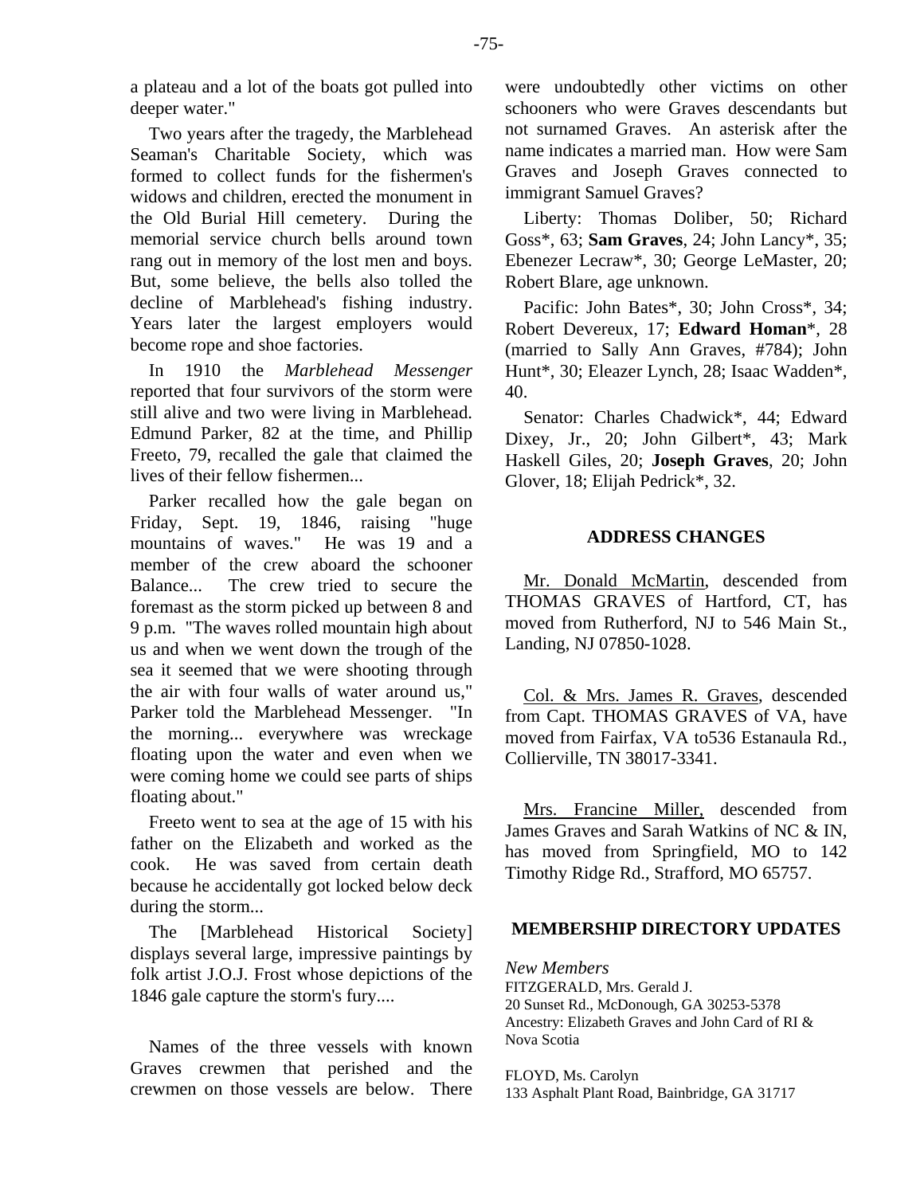a plateau and a lot of the boats got pulled into deeper water."

Two years after the tragedy, the Marblehead Seaman's Charitable Society, which was formed to collect funds for the fishermen's widows and children, erected the monument in the Old Burial Hill cemetery. During the memorial service church bells around town rang out in memory of the lost men and boys. But, some believe, the bells also tolled the decline of Marblehead's fishing industry. Years later the largest employers would become rope and shoe factories.

In 1910 the *Marblehead Messenger* reported that four survivors of the storm were still alive and two were living in Marblehead. Edmund Parker, 82 at the time, and Phillip Freeto, 79, recalled the gale that claimed the lives of their fellow fishermen...

Parker recalled how the gale began on Friday, Sept. 19, 1846, raising "huge mountains of waves." He was 19 and a member of the crew aboard the schooner Balance... The crew tried to secure the foremast as the storm picked up between 8 and 9 p.m. "The waves rolled mountain high about us and when we went down the trough of the sea it seemed that we were shooting through the air with four walls of water around us," Parker told the Marblehead Messenger. "In the morning... everywhere was wreckage floating upon the water and even when we were coming home we could see parts of ships floating about."

Freeto went to sea at the age of 15 with his father on the Elizabeth and worked as the cook. He was saved from certain death because he accidentally got locked below deck during the storm...

The [Marblehead Historical Society] displays several large, impressive paintings by folk artist J.O.J. Frost whose depictions of the 1846 gale capture the storm's fury....

Names of the three vessels with known Graves crewmen that perished and the crewmen on those vessels are below. There were undoubtedly other victims on other schooners who were Graves descendants but not surnamed Graves. An asterisk after the name indicates a married man. How were Sam Graves and Joseph Graves connected to immigrant Samuel Graves?

Liberty: Thomas Doliber, 50; Richard Goss*, 63; **Sam Graves**, 24; John Lancy*, 35; Ebenezer Lecraw*, 30; George LeMaster, 20; Robert Blare, age unknown.

Pacific: John Bates*, 30; John Cross*, 34; Robert Devereux, 17; **Edward Homan***, 28 (married to Sally Ann Graves, #784); John Hunt*, 30; Eleazer Lynch, 28; Isaac Wadden*, 40.

Senator: Charles Chadwick*, 44; Edward Dixey, Jr., 20; John Gilbert*, 43; Mark Haskell Giles, 20; **Joseph Graves**, 20; John Glover, 18; Elijah Pedrick*, 32.

## ADDRESS CHANGES

Mr. Donald McMartin, descended from THOMAS GRAVES of Hartford, CT, has moved from Rutherford, NJ to 546 Main St., Landing, NJ 07850-1028.

Col. & Mrs. James R. Graves, descended from Capt. THOMAS GRAVES of VA, have moved from Fairfax, VA to536 Estanaula Rd., Collierville, TN 38017-3341.

Mrs. Francine Miller, descended from James Graves and Sarah Watkins of NC & IN, has moved from Springfield, MO to 142 Timothy Ridge Rd., Strafford, MO 65757.

## MEMBERSHIP DIRECTORY UPDATES

*New Members*

FITZGERALD, Mrs. Gerald J.
20 Sunset Rd., McDonough, GA 30253-5378
Ancestry: Elizabeth Graves and John Card of RI & Nova Scotia

FLOYD, Ms. Carolyn
133 Asphalt Plant Road, Bainbridge, GA 31717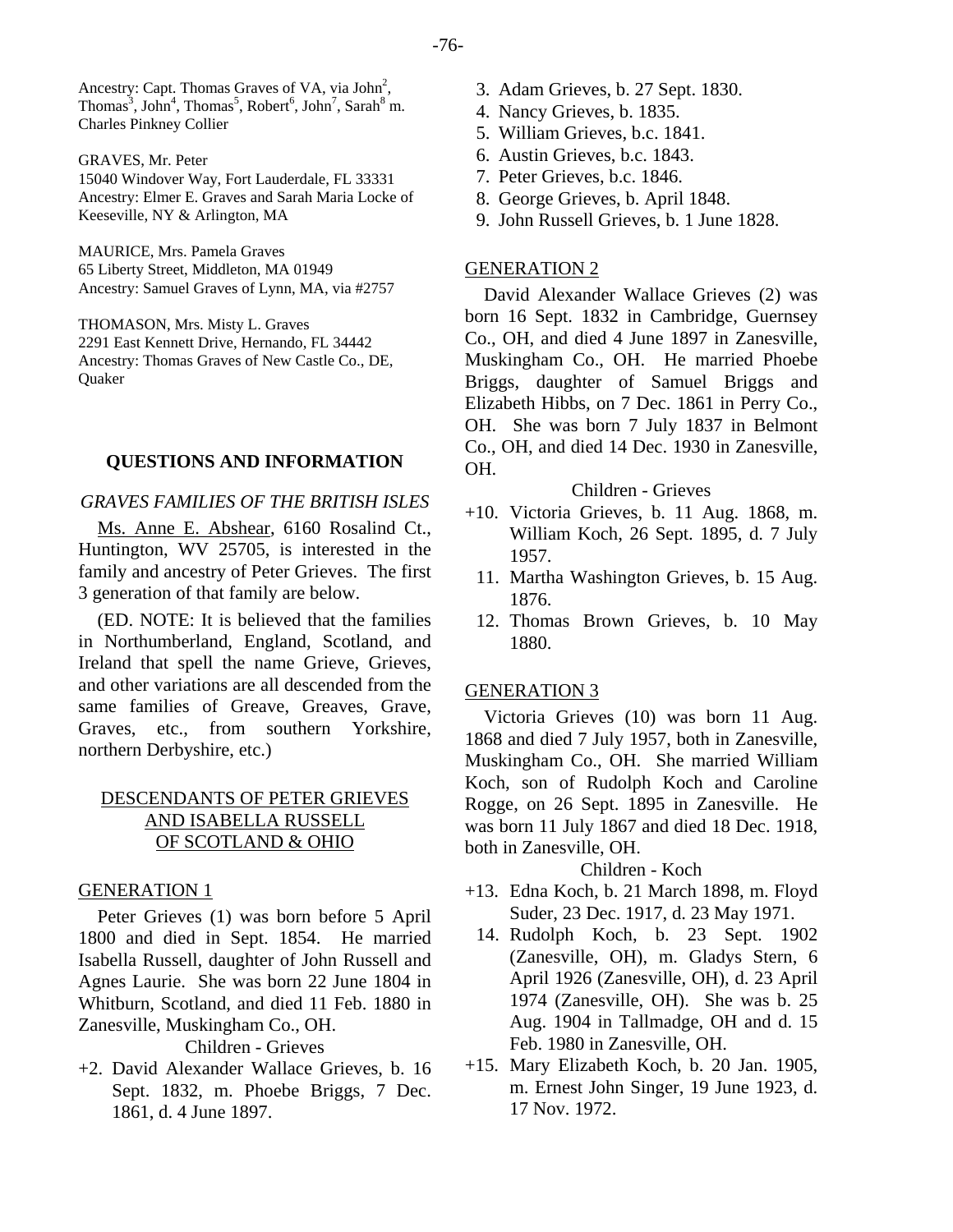Ancestry: Capt. Thomas Graves of VA, via John[2], Thomas[3], John[4], Thomas[5], Robert[6], John[7], Sarah[8] m. Charles Pinkney Collier

GRAVES, Mr. Peter
15040 Windover Way, Fort Lauderdale, FL 33331
Ancestry: Elmer E. Graves and Sarah Maria Locke of Keeseville, NY & Arlington, MA

MAURICE, Mrs. Pamela Graves
65 Liberty Street, Middleton, MA 01949
Ancestry: Samuel Graves of Lynn, MA, via #2757

THOMASON, Mrs. Misty L. Graves
2291 East Kennett Drive, Hernando, FL 34442
Ancestry: Thomas Graves of New Castle Co., DE, Quaker

## QUESTIONS AND INFORMATION

### *GRAVES FAMILIES OF THE BRITISH ISLES*

Ms. Anne E. Abshear, 6160 Rosalind Ct., Huntington, WV 25705, is interested in the family and ancestry of Peter Grieves. The first 3 generation of that family are below.

(ED. NOTE: It is believed that the families in Northumberland, England, Scotland, and Ireland that spell the name Grieve, Grieves, and other variations are all descended from the same families of Greave, Greaves, Grave, Graves, etc., from southern Yorkshire, northern Derbyshire, etc.)

### DESCENDANTS OF PETER GRIEVES AND ISABELLA RUSSELL OF SCOTLAND & OHIO

#### GENERATION 1

Peter Grieves (1) was born before 5 April 1800 and died in Sept. 1854. He married Isabella Russell, daughter of John Russell and Agnes Laurie. She was born 22 June 1804 in Whitburn, Scotland, and died 11 Feb. 1880 in Zanesville, Muskingum Co., OH.

Children - Grieves

+2. David Alexander Wallace Grieves, b. 16 Sept. 1832, m. Phoebe Briggs, 7 Dec. 1861, d. 4 June 1897.
3. Adam Grieves, b. 27 Sept. 1830.
4. Nancy Grieves, b. 1835.
5. William Grieves, b.c. 1841.
6. Austin Grieves, b.c. 1843.
7. Peter Grieves, b.c. 1846.
8. George Grieves, b. April 1848.
9. John Russell Grieves, b. 1 June 1828.

#### GENERATION 2

David Alexander Wallace Grieves (2) was born 16 Sept. 1832 in Cambridge, Guernsey Co., OH, and died 4 June 1897 in Zanesville, Muskingum Co., OH. He married Phoebe Briggs, daughter of Samuel Briggs and Elizabeth Hibbs, on 7 Dec. 1861 in Perry Co., OH. She was born 7 July 1837 in Belmont Co., OH, and died 14 Dec. 1930 in Zanesville, OH.

Children - Grieves

+10. Victoria Grieves, b. 11 Aug. 1868, m. William Koch, 26 Sept. 1895, d. 7 July 1957.
11. Martha Washington Grieves, b. 15 Aug. 1876.
12. Thomas Brown Grieves, b. 10 May 1880.

#### GENERATION 3

Victoria Grieves (10) was born 11 Aug. 1868 and died 7 July 1957, both in Zanesville, Muskingum Co., OH. She married William Koch, son of Rudolph Koch and Caroline Rogge, on 26 Sept. 1895 in Zanesville. He was born 11 July 1867 and died 18 Dec. 1918, both in Zanesville, OH.

Children - Koch

+13. Edna Koch, b. 21 March 1898, m. Floyd Suder, 23 Dec. 1917, d. 23 May 1971.
14. Rudolph Koch, b. 23 Sept. 1902 (Zanesville, OH), m. Gladys Stern, 6 April 1926 (Zanesville, OH), d. 23 April 1974 (Zanesville, OH). She was b. 25 Aug. 1904 in Tallmadge, OH and d. 15 Feb. 1980 in Zanesville, OH.
+15. Mary Elizabeth Koch, b. 20 Jan. 1905, m. Ernest John Singer, 19 June 1923, d. 17 Nov. 1972.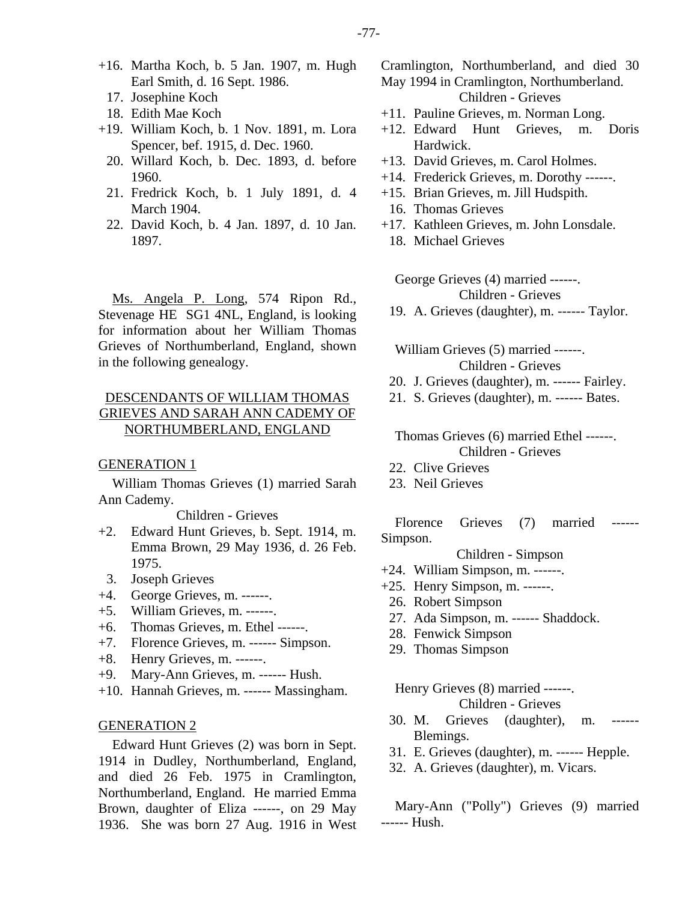+16. Martha Koch, b. 5 Jan. 1907, m. Hugh Earl Smith, d. 16 Sept. 1986.
17. Josephine Koch
18. Edith Mae Koch
+19. William Koch, b. 1 Nov. 1891, m. Lora Spencer, bef. 1915, d. Dec. 1960.
20. Willard Koch, b. Dec. 1893, d. before 1960.
21. Fredrick Koch, b. 1 July 1891, d. 4 March 1904.
22. David Koch, b. 4 Jan. 1897, d. 10 Jan. 1897.

Ms. Angela P. Long, 574 Ripon Rd., Stevenage HE SG1 4NL, England, is looking for information about her William Thomas Grieves of Northumberland, England, shown in the following genealogy.

## DESCENDANTS OF WILLIAM THOMAS GRIEVES AND SARAH ANN CADEMY OF NORTHUMBERLAND, ENGLAND

### GENERATION 1

William Thomas Grieves (1) married Sarah Ann Cademy.

Children - Grieves

+2. Edward Hunt Grieves, b. Sept. 1914, m. Emma Brown, 29 May 1936, d. 26 Feb. 1975.
3. Joseph Grieves
+4. George Grieves, m. ------.
+5. William Grieves, m. ------.
+6. Thomas Grieves, m. Ethel ------.
+7. Florence Grieves, m. ------ Simpson.
+8. Henry Grieves, m. ------.
+9. Mary-Ann Grieves, m. ------ Hush.
+10. Hannah Grieves, m. ------ Massingham.

### GENERATION 2

Edward Hunt Grieves (2) was born in Sept. 1914 in Dudley, Northumberland, England, and died 26 Feb. 1975 in Cramlington, Northumberland, England. He married Emma Brown, daughter of Eliza ------, on 29 May 1936. She was born 27 Aug. 1916 in West Cramlington, Northumberland, and died 30 May 1994 in Cramlington, Northumberland.

Children - Grieves

+11. Pauline Grieves, m. Norman Long.
+12. Edward Hunt Grieves, m. Doris Hardwick.
+13. David Grieves, m. Carol Holmes.
+14. Frederick Grieves, m. Dorothy ------.
+15. Brian Grieves, m. Jill Hudspith.
16. Thomas Grieves
+17. Kathleen Grieves, m. John Lonsdale.
18. Michael Grieves

George Grieves (4) married ------.

Children - Grieves

19. A. Grieves (daughter), m. ------ Taylor.

William Grieves (5) married ------.

Children - Grieves

20. J. Grieves (daughter), m. ------ Fairley.
21. S. Grieves (daughter), m. ------ Bates.

Thomas Grieves (6) married Ethel ------.

Children - Grieves

22. Clive Grieves
23. Neil Grieves

Florence Grieves (7) married ------ Simpson.

Children - Simpson

+24. William Simpson, m. ------.
+25. Henry Simpson, m. ------.
26. Robert Simpson
27. Ada Simpson, m. ------ Shaddock.
28. Fenwick Simpson
29. Thomas Simpson

Henry Grieves (8) married ------.

Children - Grieves

30. M. Grieves (daughter), m. ------ Blemings.
31. E. Grieves (daughter), m. ------ Hepple.
32. A. Grieves (daughter), m. Vicars.

Mary-Ann ("Polly") Grieves (9) married ------ Hush.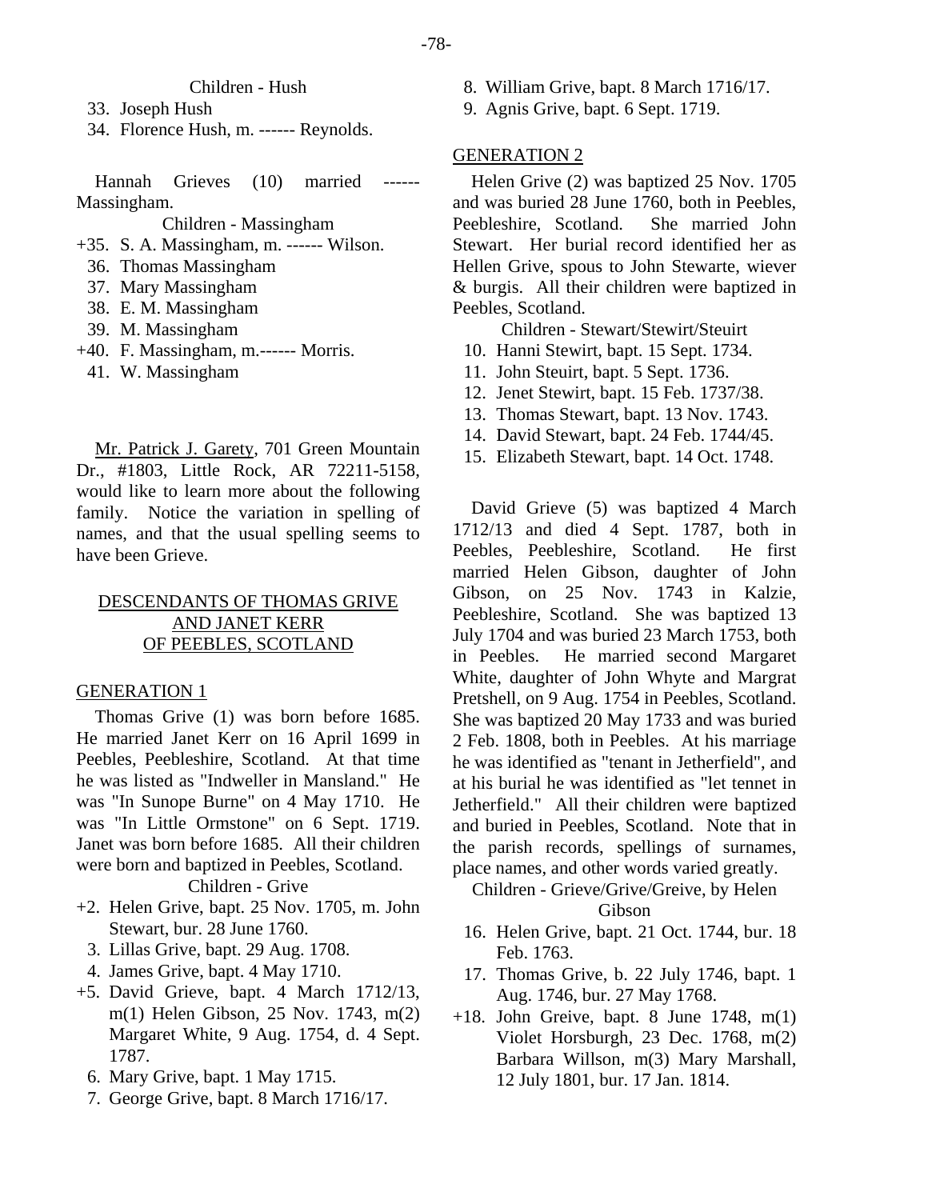Children - Hush

33. Joseph Hush
34. Florence Hush, m. ------ Reynolds.

Hannah Grieves (10) married ------ Massingham.

Children - Massingham

+35. S. A. Massingham, m. ------ Wilson.
36. Thomas Massingham
37. Mary Massingham
38. E. M. Massingham
39. M. Massingham
+40. F. Massingham, m.------ Morris.
41. W. Massingham

Mr. Patrick J. Garety, 701 Green Mountain Dr., #1803, Little Rock, AR 72211-5158, would like to learn more about the following family. Notice the variation in spelling of names, and that the usual spelling seems to have been Grieve.

## DESCENDANTS OF THOMAS GRIVE AND JANET KERR OF PEEBLES, SCOTLAND

### GENERATION 1

Thomas Grive (1) was born before 1685. He married Janet Kerr on 16 April 1699 in Peebles, Peebleshire, Scotland. At that time he was listed as "Indweller in Mansland." He was "In Sunope Burne" on 4 May 1710. He was "In Little Ormstone" on 6 Sept. 1719. Janet was born before 1685. All their children were born and baptized in Peebles, Scotland.

Children - Grive

+2. Helen Grive, bapt. 25 Nov. 1705, m. John Stewart, bur. 28 June 1760.
3. Lillas Grive, bapt. 29 Aug. 1708.
4. James Grive, bapt. 4 May 1710.
+5. David Grieve, bapt. 4 March 1712/13, m(1) Helen Gibson, 25 Nov. 1743, m(2) Margaret White, 9 Aug. 1754, d. 4 Sept. 1787.
6. Mary Grive, bapt. 1 May 1715.
7. George Grive, bapt. 8 March 1716/17.
8. William Grive, bapt. 8 March 1716/17.
9. Agnis Grive, bapt. 6 Sept. 1719.

### GENERATION 2

Helen Grive (2) was baptized 25 Nov. 1705 and was buried 28 June 1760, both in Peebles, Peebleshire, Scotland. She married John Stewart. Her burial record identified her as Hellen Grive, spous to John Stewarte, wiever & burgis. All their children were baptized in Peebles, Scotland.

Children - Stewart/Stewirt/Steuirt

10. Hanni Stewirt, bapt. 15 Sept. 1734.
11. John Steuirt, bapt. 5 Sept. 1736.
12. Jenet Stewirt, bapt. 15 Feb. 1737/38.
13. Thomas Stewart, bapt. 13 Nov. 1743.
14. David Stewart, bapt. 24 Feb. 1744/45.
15. Elizabeth Stewart, bapt. 14 Oct. 1748.

David Grieve (5) was baptized 4 March 1712/13 and died 4 Sept. 1787, both in Peebles, Peebleshire, Scotland. He first married Helen Gibson, daughter of John Gibson, on 25 Nov. 1743 in Kalzie, Peebleshire, Scotland. She was baptized 13 July 1704 and was buried 23 March 1753, both in Peebles. He married second Margaret White, daughter of John Whyte and Margrat Pretshell, on 9 Aug. 1754 in Peebles, Scotland. She was baptized 20 May 1733 and was buried 2 Feb. 1808, both in Peebles. At his marriage he was identified as "tenant in Jetherfield", and at his burial he was identified as "let tennet in Jetherfield." All their children were baptized and buried in Peebles, Scotland. Note that in the parish records, spellings of surnames, place names, and other words varied greatly.

Children - Grieve/Grive/Greive, by Helen Gibson

16. Helen Grive, bapt. 21 Oct. 1744, bur. 18 Feb. 1763.
17. Thomas Grive, b. 22 July 1746, bapt. 1 Aug. 1746, bur. 27 May 1768.
+18. John Greive, bapt. 8 June 1748, m(1) Violet Horsburgh, 23 Dec. 1768, m(2) Barbara Willson, m(3) Mary Marshall, 12 July 1801, bur. 17 Jan. 1814.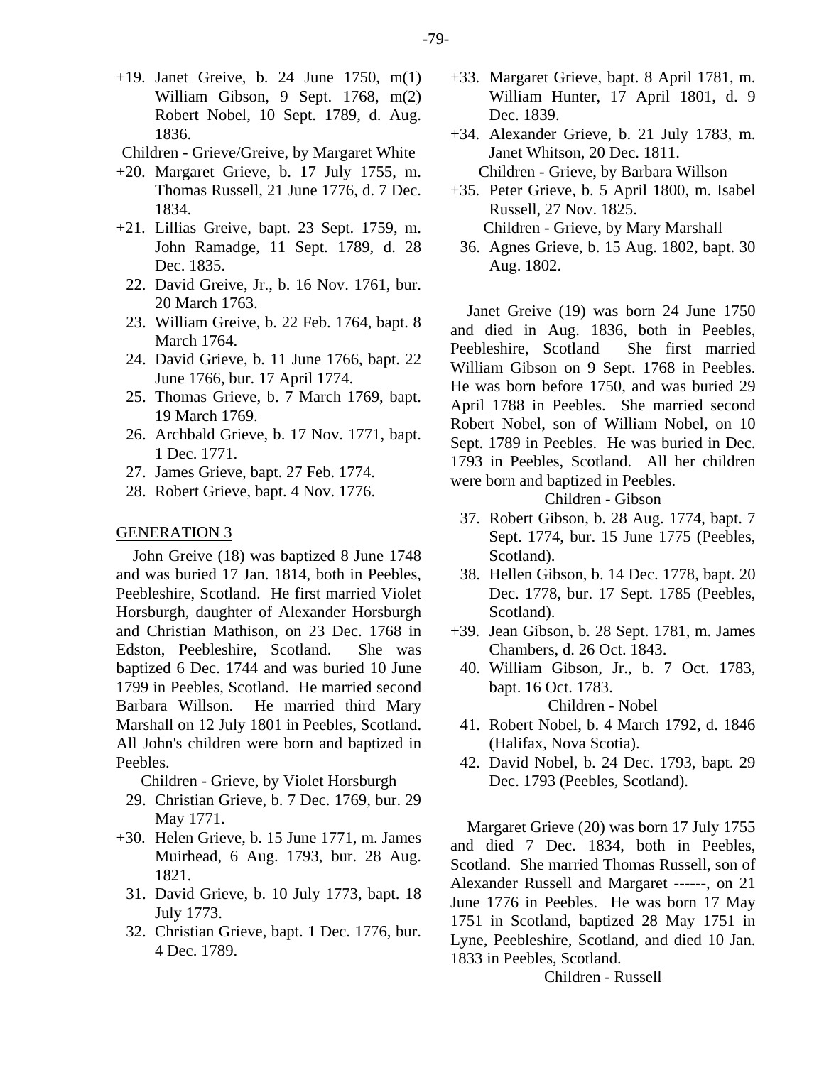+19. Janet Greive, b. 24 June 1750, m(1) William Gibson, 9 Sept. 1768, m(2) Robert Nobel, 10 Sept. 1789, d. Aug. 1836.

Children - Grieve/Greive, by Margaret White

+20. Margaret Greive, b. 17 July 1755, m. Thomas Russell, 21 June 1776, d. 7 Dec. 1834.

+21. Lillias Greive, bapt. 23 Sept. 1759, m. John Ramadge, 11 Sept. 1789, d. 28 Dec. 1835.

22. David Greive, Jr., b. 16 Nov. 1761, bur. 20 March 1763.

23. William Greive, b. 22 Feb. 1764, bapt. 8 March 1764.

24. David Grieve, b. 11 June 1766, bapt. 22 June 1766, bur. 17 April 1774.

25. Thomas Grieve, b. 7 March 1769, bapt. 19 March 1769.

26. Archbald Grieve, b. 17 Nov. 1771, bapt. 1 Dec. 1771.

27. James Grieve, bapt. 27 Feb. 1774.

28. Robert Grieve, bapt. 4 Nov. 1776.

## GENERATION 3

John Greive (18) was baptized 8 June 1748 and was buried 17 Jan. 1814, both in Peebles, Peebleshire, Scotland. He first married Violet Horsburgh, daughter of Alexander Horsburgh and Christian Mathison, on 23 Dec. 1768 in Edston, Peebleshire, Scotland. She was baptized 6 Dec. 1744 and was buried 10 June 1799 in Peebles, Scotland. He married second Barbara Willson. He married third Mary Marshall on 12 July 1801 in Peebles, Scotland. All John's children were born and baptized in Peebles.

Children - Grieve, by Violet Horsburgh

29. Christian Grieve, b. 7 Dec. 1769, bur. 29 May 1771.

+30. Helen Grieve, b. 15 June 1771, m. James Muirhead, 6 Aug. 1793, bur. 28 Aug. 1821.

31. David Grieve, b. 10 July 1773, bapt. 18 July 1773.

32. Christian Grieve, bapt. 1 Dec. 1776, bur. 4 Dec. 1789.

+33. Margaret Grieve, bapt. 8 April 1781, m. William Hunter, 17 April 1801, d. 9 Dec. 1839.

+34. Alexander Grieve, b. 21 July 1783, m. Janet Whitson, 20 Dec. 1811.

Children - Grieve, by Barbara Willson

+35. Peter Grieve, b. 5 April 1800, m. Isabel Russell, 27 Nov. 1825.

Children - Grieve, by Mary Marshall

36. Agnes Grieve, b. 15 Aug. 1802, bapt. 30 Aug. 1802.

Janet Greive (19) was born 24 June 1750 and died in Aug. 1836, both in Peebles, Peebleshire, Scotland She first married William Gibson on 9 Sept. 1768 in Peebles. He was born before 1750, and was buried 29 April 1788 in Peebles. She married second Robert Nobel, son of William Nobel, on 10 Sept. 1789 in Peebles. He was buried in Dec. 1793 in Peebles, Scotland. All her children were born and baptized in Peebles.

Children - Gibson

37. Robert Gibson, b. 28 Aug. 1774, bapt. 7 Sept. 1774, bur. 15 June 1775 (Peebles, Scotland).

38. Hellen Gibson, b. 14 Dec. 1778, bapt. 20 Dec. 1778, bur. 17 Sept. 1785 (Peebles, Scotland).

+39. Jean Gibson, b. 28 Sept. 1781, m. James Chambers, d. 26 Oct. 1843.

40. William Gibson, Jr., b. 7 Oct. 1783, bapt. 16 Oct. 1783.

Children - Nobel

41. Robert Nobel, b. 4 March 1792, d. 1846 (Halifax, Nova Scotia).

42. David Nobel, b. 24 Dec. 1793, bapt. 29 Dec. 1793 (Peebles, Scotland).

Margaret Grieve (20) was born 17 July 1755 and died 7 Dec. 1834, both in Peebles, Scotland. She married Thomas Russell, son of Alexander Russell and Margaret ------, on 21 June 1776 in Peebles. He was born 17 May 1751 in Scotland, baptized 28 May 1751 in Lyne, Peebleshire, Scotland, and died 10 Jan. 1833 in Peebles, Scotland.

Children - Russell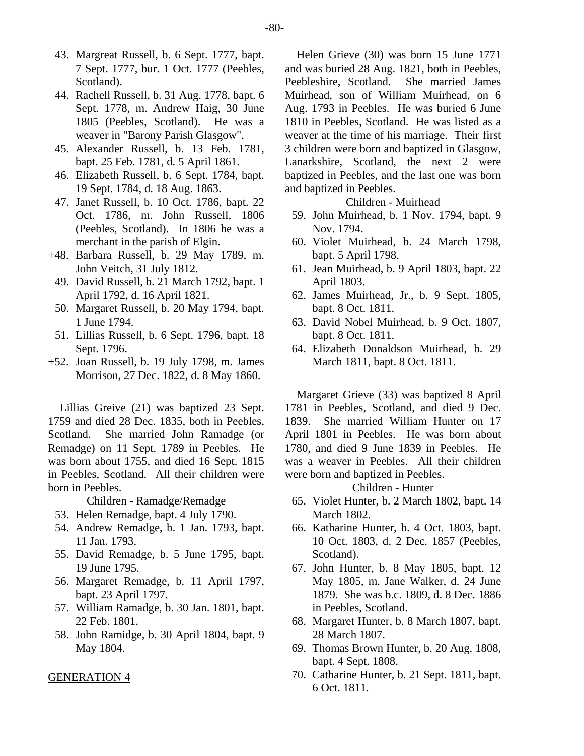43. Margreat Russell, b. 6 Sept. 1777, bapt. 7 Sept. 1777, bur. 1 Oct. 1777 (Peebles, Scotland).
44. Rachell Russell, b. 31 Aug. 1778, bapt. 6 Sept. 1778, m. Andrew Haig, 30 June 1805 (Peebles, Scotland). He was a weaver in "Barony Parish Glasgow".
45. Alexander Russell, b. 13 Feb. 1781, bapt. 25 Feb. 1781, d. 5 April 1861.
46. Elizabeth Russell, b. 6 Sept. 1784, bapt. 19 Sept. 1784, d. 18 Aug. 1863.
47. Janet Russell, b. 10 Oct. 1786, bapt. 22 Oct. 1786, m. John Russell, 1806 (Peebles, Scotland). In 1806 he was a merchant in the parish of Elgin.

+48. Barbara Russell, b. 29 May 1789, m. John Veitch, 31 July 1812.

49. David Russell, b. 21 March 1792, bapt. 1 April 1792, d. 16 April 1821.
50. Margaret Russell, b. 20 May 1794, bapt. 1 June 1794.
51. Lillias Russell, b. 6 Sept. 1796, bapt. 18 Sept. 1796.

+52. Joan Russell, b. 19 July 1798, m. James Morrison, 27 Dec. 1822, d. 8 May 1860.

Lillias Greive (21) was baptized 23 Sept. 1759 and died 28 Dec. 1835, both in Peebles, Scotland. She married John Ramadge (or Remadge) on 11 Sept. 1789 in Peebles. He was born about 1755, and died 16 Sept. 1815 in Peebles, Scotland. All their children were born in Peebles.

Children - Ramadge/Remadge

53. Helen Remadge, bapt. 4 July 1790.
54. Andrew Remadge, b. 1 Jan. 1793, bapt. 11 Jan. 1793.
55. David Remadge, b. 5 June 1795, bapt. 19 June 1795.
56. Margaret Remadge, b. 11 April 1797, bapt. 23 April 1797.
57. William Ramadge, b. 30 Jan. 1801, bapt. 22 Feb. 1801.
58. John Ramidge, b. 30 April 1804, bapt. 9 May 1804.

GENERATION 4

Helen Grieve (30) was born 15 June 1771 and was buried 28 Aug. 1821, both in Peebles, Peebleshire, Scotland. She married James Muirhead, son of William Muirhead, on 6 Aug. 1793 in Peebles. He was buried 6 June 1810 in Peebles, Scotland. He was listed as a weaver at the time of his marriage. Their first 3 children were born and baptized in Glasgow, Lanarkshire, Scotland, the next 2 were baptized in Peebles, and the last one was born and baptized in Peebles.

Children - Muirhead

59. John Muirhead, b. 1 Nov. 1794, bapt. 9 Nov. 1794.
60. Violet Muirhead, b. 24 March 1798, bapt. 5 April 1798.
61. Jean Muirhead, b. 9 April 1803, bapt. 22 April 1803.
62. James Muirhead, Jr., b. 9 Sept. 1805, bapt. 8 Oct. 1811.
63. David Nobel Muirhead, b. 9 Oct. 1807, bapt. 8 Oct. 1811.
64. Elizabeth Donaldson Muirhead, b. 29 March 1811, bapt. 8 Oct. 1811.

Margaret Grieve (33) was baptized 8 April 1781 in Peebles, Scotland, and died 9 Dec. 1839. She married William Hunter on 17 April 1801 in Peebles. He was born about 1780, and died 9 June 1839 in Peebles. He was a weaver in Peebles. All their children were born and baptized in Peebles.

Children - Hunter

65. Violet Hunter, b. 2 March 1802, bapt. 14 March 1802.
66. Katharine Hunter, b. 4 Oct. 1803, bapt. 10 Oct. 1803, d. 2 Dec. 1857 (Peebles, Scotland).
67. John Hunter, b. 8 May 1805, bapt. 12 May 1805, m. Jane Walker, d. 24 June 1879. She was b.c. 1809, d. 8 Dec. 1886 in Peebles, Scotland.
68. Margaret Hunter, b. 8 March 1807, bapt. 28 March 1807.
69. Thomas Brown Hunter, b. 20 Aug. 1808, bapt. 4 Sept. 1808.
70. Catharine Hunter, b. 21 Sept. 1811, bapt. 6 Oct. 1811.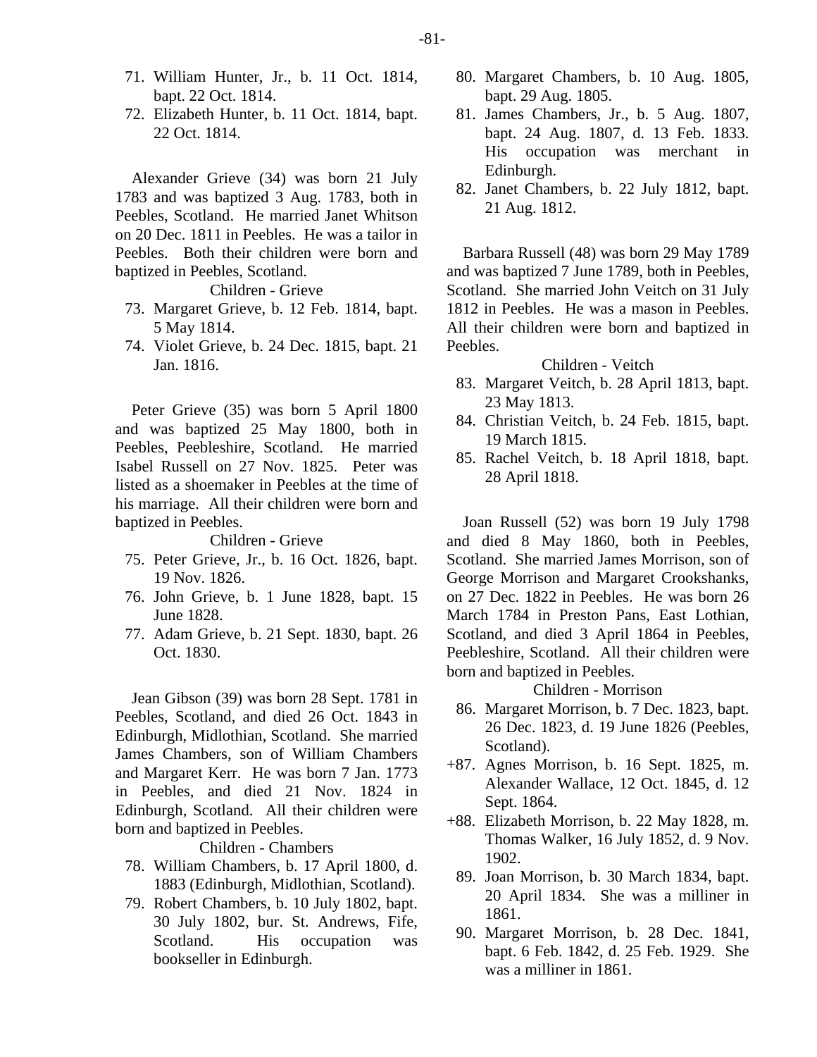71. William Hunter, Jr., b. 11 Oct. 1814, bapt. 22 Oct. 1814.
72. Elizabeth Hunter, b. 11 Oct. 1814, bapt. 22 Oct. 1814.

Alexander Grieve (34) was born 21 July 1783 and was baptized 3 Aug. 1783, both in Peebles, Scotland. He married Janet Whitson on 20 Dec. 1811 in Peebles. He was a tailor in Peebles. Both their children were born and baptized in Peebles, Scotland.

Children - Grieve

73. Margaret Grieve, b. 12 Feb. 1814, bapt. 5 May 1814.
74. Violet Grieve, b. 24 Dec. 1815, bapt. 21 Jan. 1816.

Peter Grieve (35) was born 5 April 1800 and was baptized 25 May 1800, both in Peebles, Peebleshire, Scotland. He married Isabel Russell on 27 Nov. 1825. Peter was listed as a shoemaker in Peebles at the time of his marriage. All their children were born and baptized in Peebles.

Children - Grieve

75. Peter Grieve, Jr., b. 16 Oct. 1826, bapt. 19 Nov. 1826.
76. John Grieve, b. 1 June 1828, bapt. 15 June 1828.
77. Adam Grieve, b. 21 Sept. 1830, bapt. 26 Oct. 1830.

Jean Gibson (39) was born 28 Sept. 1781 in Peebles, Scotland, and died 26 Oct. 1843 in Edinburgh, Midlothian, Scotland. She married James Chambers, son of William Chambers and Margaret Kerr. He was born 7 Jan. 1773 in Peebles, and died 21 Nov. 1824 in Edinburgh, Scotland. All their children were born and baptized in Peebles.

Children - Chambers

78. William Chambers, b. 17 April 1800, d. 1883 (Edinburgh, Midlothian, Scotland).
79. Robert Chambers, b. 10 July 1802, bapt. 30 July 1802, bur. St. Andrews, Fife, Scotland. His occupation was bookseller in Edinburgh.
80. Margaret Chambers, b. 10 Aug. 1805, bapt. 29 Aug. 1805.
81. James Chambers, Jr., b. 5 Aug. 1807, bapt. 24 Aug. 1807, d. 13 Feb. 1833. His occupation was merchant in Edinburgh.
82. Janet Chambers, b. 22 July 1812, bapt. 21 Aug. 1812.

Barbara Russell (48) was born 29 May 1789 and was baptized 7 June 1789, both in Peebles, Scotland. She married John Veitch on 31 July 1812 in Peebles. He was a mason in Peebles. All their children were born and baptized in Peebles.

Children - Veitch

83. Margaret Veitch, b. 28 April 1813, bapt. 23 May 1813.
84. Christian Veitch, b. 24 Feb. 1815, bapt. 19 March 1815.
85. Rachel Veitch, b. 18 April 1818, bapt. 28 April 1818.

Joan Russell (52) was born 19 July 1798 and died 8 May 1860, both in Peebles, Scotland. She married James Morrison, son of George Morrison and Margaret Crookshanks, on 27 Dec. 1822 in Peebles. He was born 26 March 1784 in Preston Pans, East Lothian, Scotland, and died 3 April 1864 in Peebles, Peebleshire, Scotland. All their children were born and baptized in Peebles.

Children - Morrison

86. Margaret Morrison, b. 7 Dec. 1823, bapt. 26 Dec. 1823, d. 19 June 1826 (Peebles, Scotland).

+87. Agnes Morrison, b. 16 Sept. 1825, m. Alexander Wallace, 12 Oct. 1845, d. 12 Sept. 1864.

+88. Elizabeth Morrison, b. 22 May 1828, m. Thomas Walker, 16 July 1852, d. 9 Nov. 1902.

89. Joan Morrison, b. 30 March 1834, bapt. 20 April 1834. She was a milliner in 1861.
90. Margaret Morrison, b. 28 Dec. 1841, bapt. 6 Feb. 1842, d. 25 Feb. 1929. She was a milliner in 1861.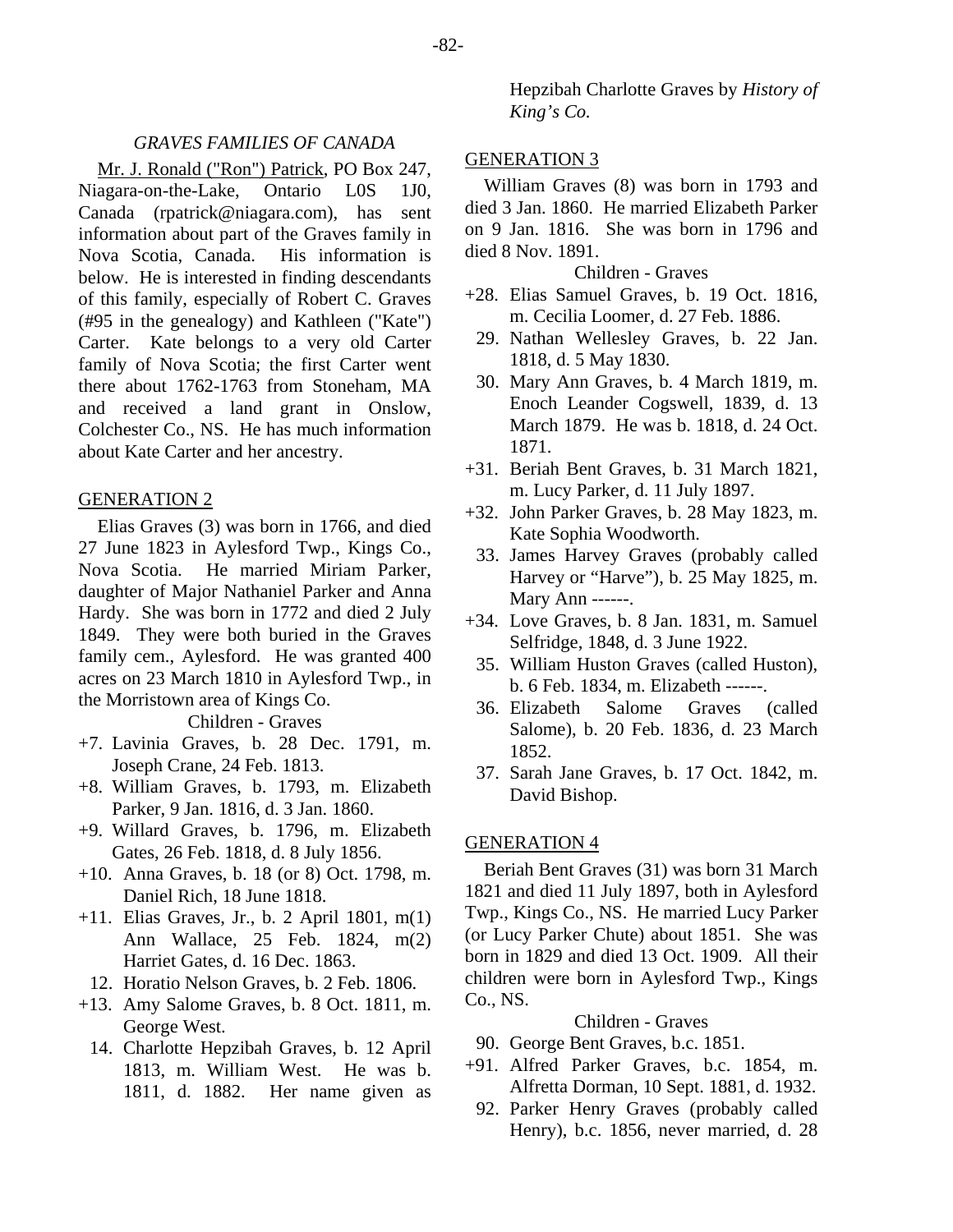## GRAVES FAMILIES OF CANADA

Mr. J. Ronald ("Ron") Patrick, PO Box 247, Niagara-on-the-Lake, Ontario L0S 1J0, Canada (rpatrick@niagara.com), has sent information about part of the Graves family in Nova Scotia, Canada. His information is below. He is interested in finding descendants of this family, especially of Robert C. Graves (#95 in the genealogy) and Kathleen ("Kate") Carter. Kate belongs to a very old Carter family of Nova Scotia; the first Carter went there about 1762-1763 from Stoneham, MA and received a land grant in Onslow, Colchester Co., NS. He has much information about Kate Carter and her ancestry.

### GENERATION 2

Elias Graves (3) was born in 1766, and died 27 June 1823 in Aylesford Twp., Kings Co., Nova Scotia. He married Miriam Parker, daughter of Major Nathaniel Parker and Anna Hardy. She was born in 1772 and died 2 July 1849. They were both buried in the Graves family cem., Aylesford. He was granted 400 acres on 23 March 1810 in Aylesford Twp., in the Morristown area of Kings Co.

Children - Graves

+7. Lavinia Graves, b. 28 Dec. 1791, m. Joseph Crane, 24 Feb. 1813.
+8. William Graves, b. 1793, m. Elizabeth Parker, 9 Jan. 1816, d. 3 Jan. 1860.
+9. Willard Graves, b. 1796, m. Elizabeth Gates, 26 Feb. 1818, d. 8 July 1856.
+10. Anna Graves, b. 18 (or 8) Oct. 1798, m. Daniel Rich, 18 June 1818.
+11. Elias Graves, Jr., b. 2 April 1801, m(1) Ann Wallace, 25 Feb. 1824, m(2) Harriet Gates, d. 16 Dec. 1863.
12. Horatio Nelson Graves, b. 2 Feb. 1806.
+13. Amy Salome Graves, b. 8 Oct. 1811, m. George West.
14. Charlotte Hepzibah Graves, b. 12 April 1813, m. William West. He was b. 1811, d. 1882. Her name given as Hepzibah Charlotte Graves by *History of King's Co.*

### GENERATION 3

William Graves (8) was born in 1793 and died 3 Jan. 1860. He married Elizabeth Parker on 9 Jan. 1816. She was born in 1796 and died 8 Nov. 1891.

Children - Graves

+28. Elias Samuel Graves, b. 19 Oct. 1816, m. Cecilia Loomer, d. 27 Feb. 1886.
29. Nathan Wellesley Graves, b. 22 Jan. 1818, d. 5 May 1830.
30. Mary Ann Graves, b. 4 March 1819, m. Enoch Leander Cogswell, 1839, d. 13 March 1879. He was b. 1818, d. 24 Oct. 1871.
+31. Beriah Bent Graves, b. 31 March 1821, m. Lucy Parker, d. 11 July 1897.
+32. John Parker Graves, b. 28 May 1823, m. Kate Sophia Woodworth.
33. James Harvey Graves (probably called Harvey or "Harve"), b. 25 May 1825, m. Mary Ann ------.
+34. Love Graves, b. 8 Jan. 1831, m. Samuel Selfridge, 1848, d. 3 June 1922.
35. William Huston Graves (called Huston), b. 6 Feb. 1834, m. Elizabeth ------.
36. Elizabeth Salome Graves (called Salome), b. 20 Feb. 1836, d. 23 March 1852.
37. Sarah Jane Graves, b. 17 Oct. 1842, m. David Bishop.

### GENERATION 4

Beriah Bent Graves (31) was born 31 March 1821 and died 11 July 1897, both in Aylesford Twp., Kings Co., NS. He married Lucy Parker (or Lucy Parker Chute) about 1851. She was born in 1829 and died 13 Oct. 1909. All their children were born in Aylesford Twp., Kings Co., NS.

Children - Graves

90. George Bent Graves, b.c. 1851.
+91. Alfred Parker Graves, b.c. 1854, m. Alfretta Dorman, 10 Sept. 1881, d. 1932.
92. Parker Henry Graves (probably called Henry), b.c. 1856, never married, d. 28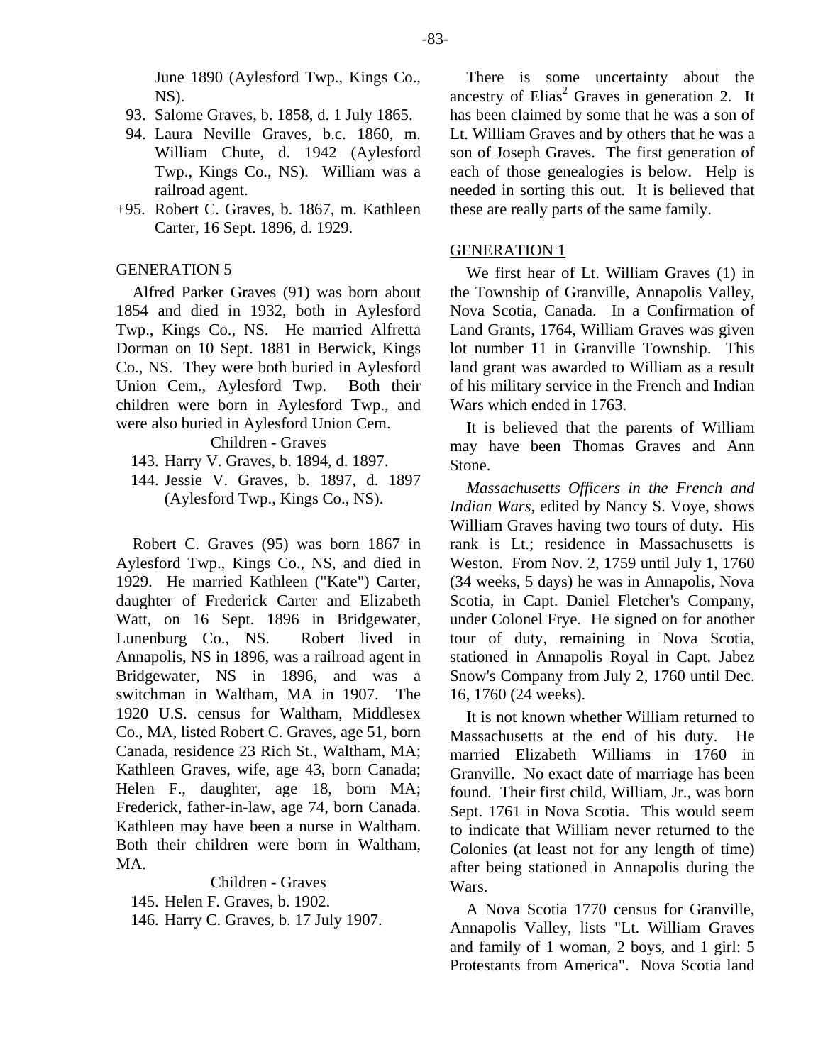June 1890 (Aylesford Twp., Kings Co., NS).

93. Salome Graves, b. 1858, d. 1 July 1865.
94. Laura Neville Graves, b.c. 1860, m. William Chute, d. 1942 (Aylesford Twp., Kings Co., NS). William was a railroad agent.

+95. Robert C. Graves, b. 1867, m. Kathleen Carter, 16 Sept. 1896, d. 1929.

GENERATION 5

Alfred Parker Graves (91) was born about 1854 and died in 1932, both in Aylesford Twp., Kings Co., NS. He married Alfretta Dorman on 10 Sept. 1881 in Berwick, Kings Co., NS. They were both buried in Aylesford Union Cem., Aylesford Twp. Both their children were born in Aylesford Twp., and were also buried in Aylesford Union Cem.

Children - Graves

143. Harry V. Graves, b. 1894, d. 1897.
144. Jessie V. Graves, b. 1897, d. 1897 (Aylesford Twp., Kings Co., NS).

Robert C. Graves (95) was born 1867 in Aylesford Twp., Kings Co., NS, and died in 1929. He married Kathleen ("Kate") Carter, daughter of Frederick Carter and Elizabeth Watt, on 16 Sept. 1896 in Bridgewater, Lunenburg Co., NS. Robert lived in Annapolis, NS in 1896, was a railroad agent in Bridgewater, NS in 1896, and was a switchman in Waltham, MA in 1907. The 1920 U.S. census for Waltham, Middlesex Co., MA, listed Robert C. Graves, age 51, born Canada, residence 23 Rich St., Waltham, MA; Kathleen Graves, wife, age 43, born Canada; Helen F., daughter, age 18, born MA; Frederick, father-in-law, age 74, born Canada. Kathleen may have been a nurse in Waltham. Both their children were born in Waltham, MA.

Children - Graves

145. Helen F. Graves, b. 1902.
146. Harry C. Graves, b. 17 July 1907.

There is some uncertainty about the ancestry of Elias[2] Graves in generation 2. It has been claimed by some that he was a son of Lt. William Graves and by others that he was a son of Joseph Graves. The first generation of each of those genealogies is below. Help is needed in sorting this out. It is believed that these are really parts of the same family.

GENERATION 1

We first hear of Lt. William Graves (1) in the Township of Granville, Annapolis Valley, Nova Scotia, Canada. In a Confirmation of Land Grants, 1764, William Graves was given lot number 11 in Granville Township. This land grant was awarded to William as a result of his military service in the French and Indian Wars which ended in 1763.

It is believed that the parents of William may have been Thomas Graves and Ann Stone.

*Massachusetts Officers in the French and Indian Wars*, edited by Nancy S. Voye, shows William Graves having two tours of duty. His rank is Lt.; residence in Massachusetts is Weston. From Nov. 2, 1759 until July 1, 1760 (34 weeks, 5 days) he was in Annapolis, Nova Scotia, in Capt. Daniel Fletcher's Company, under Colonel Frye. He signed on for another tour of duty, remaining in Nova Scotia, stationed in Annapolis Royal in Capt. Jabez Snow's Company from July 2, 1760 until Dec. 16, 1760 (24 weeks).

It is not known whether William returned to Massachusetts at the end of his duty. He married Elizabeth Williams in 1760 in Granville. No exact date of marriage has been found. Their first child, William, Jr., was born Sept. 1761 in Nova Scotia. This would seem to indicate that William never returned to the Colonies (at least not for any length of time) after being stationed in Annapolis during the Wars.

A Nova Scotia 1770 census for Granville, Annapolis Valley, lists "Lt. William Graves and family of 1 woman, 2 boys, and 1 girl: 5 Protestants from America". Nova Scotia land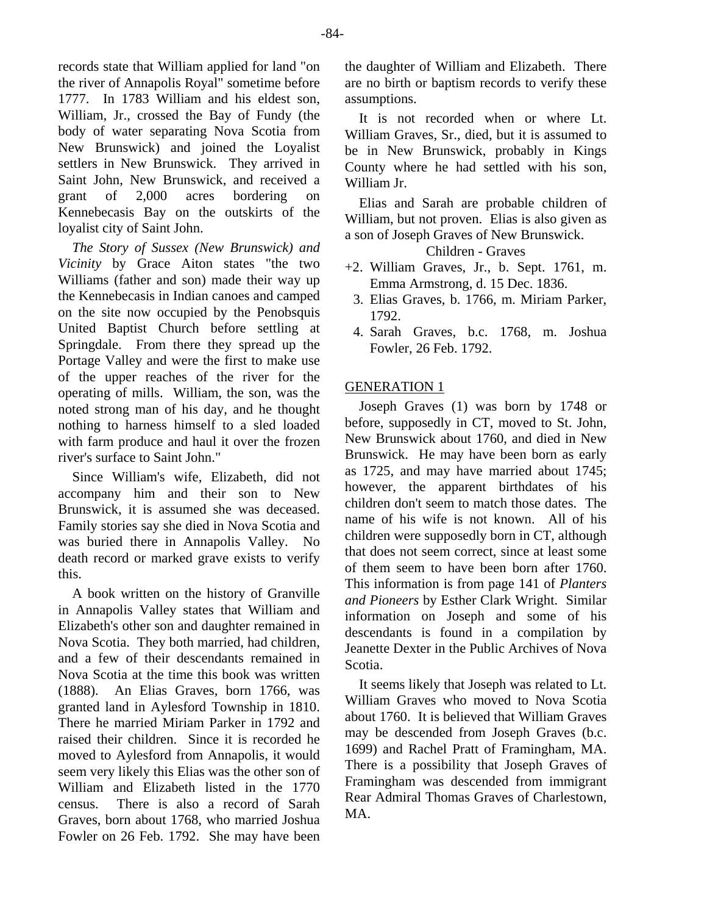records state that William applied for land "on the river of Annapolis Royal" sometime before 1777. In 1783 William and his eldest son, William, Jr., crossed the Bay of Fundy (the body of water separating Nova Scotia from New Brunswick) and joined the Loyalist settlers in New Brunswick. They arrived in Saint John, New Brunswick, and received a grant of 2,000 acres bordering on Kennebecasis Bay on the outskirts of the loyalist city of Saint John.

*The Story of Sussex (New Brunswick) and Vicinity* by Grace Aiton states "the two Williams (father and son) made their way up the Kennebecasis in Indian canoes and camped on the site now occupied by the Penobsquis United Baptist Church before settling at Springdale. From there they spread up the Portage Valley and were the first to make use of the upper reaches of the river for the operating of mills. William, the son, was the noted strong man of his day, and he thought nothing to harness himself to a sled loaded with farm produce and haul it over the frozen river's surface to Saint John."

Since William's wife, Elizabeth, did not accompany him and their son to New Brunswick, it is assumed she was deceased. Family stories say she died in Nova Scotia and was buried there in Annapolis Valley. No death record or marked grave exists to verify this.

A book written on the history of Granville in Annapolis Valley states that William and Elizabeth's other son and daughter remained in Nova Scotia. They both married, had children, and a few of their descendants remained in Nova Scotia at the time this book was written (1888). An Elias Graves, born 1766, was granted land in Aylesford Township in 1810. There he married Miriam Parker in 1792 and raised their children. Since it is recorded he moved to Aylesford from Annapolis, it would seem very likely this Elias was the other son of William and Elizabeth listed in the 1770 census. There is also a record of Sarah Graves, born about 1768, who married Joshua Fowler on 26 Feb. 1792. She may have been the daughter of William and Elizabeth. There are no birth or baptism records to verify these assumptions.

It is not recorded when or where Lt. William Graves, Sr., died, but it is assumed to be in New Brunswick, probably in Kings County where he had settled with his son, William Jr.

Elias and Sarah are probable children of William, but not proven. Elias is also given as a son of Joseph Graves of New Brunswick.

Children - Graves

+2. William Graves, Jr., b. Sept. 1761, m. Emma Armstrong, d. 15 Dec. 1836.
3. Elias Graves, b. 1766, m. Miriam Parker, 1792.
4. Sarah Graves, b.c. 1768, m. Joshua Fowler, 26 Feb. 1792.

## GENERATION 1

Joseph Graves (1) was born by 1748 or before, supposedly in CT, moved to St. John, New Brunswick about 1760, and died in New Brunswick. He may have been born as early as 1725, and may have married about 1745; however, the apparent birthdates of his children don't seem to match those dates. The name of his wife is not known. All of his children were supposedly born in CT, although that does not seem correct, since at least some of them seem to have been born after 1760. This information is from page 141 of *Planters and Pioneers* by Esther Clark Wright. Similar information on Joseph and some of his descendants is found in a compilation by Jeanette Dexter in the Public Archives of Nova Scotia.

It seems likely that Joseph was related to Lt. William Graves who moved to Nova Scotia about 1760. It is believed that William Graves may be descended from Joseph Graves (b.c. 1699) and Rachel Pratt of Framingham, MA. There is a possibility that Joseph Graves of Framingham was descended from immigrant Rear Admiral Thomas Graves of Charlestown, MA.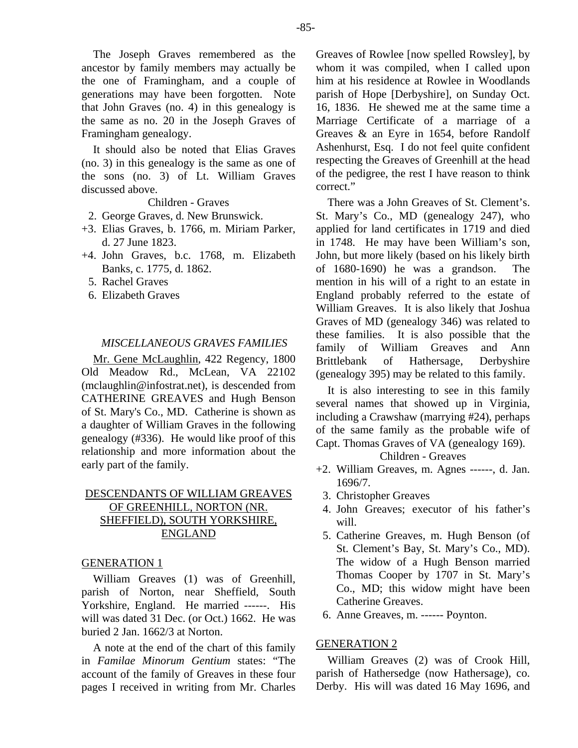The Joseph Graves remembered as the ancestor by family members may actually be the one of Framingham, and a couple of generations may have been forgotten. Note that John Graves (no. 4) in this genealogy is the same as no. 20 in the Joseph Graves of Framingham genealogy.

It should also be noted that Elias Graves (no. 3) in this genealogy is the same as one of the sons (no. 3) of Lt. William Graves discussed above.

Children - Graves

2. George Graves, d. New Brunswick.
+3. Elias Graves, b. 1766, m. Miriam Parker, d. 27 June 1823.
+4. John Graves, b.c. 1768, m. Elizabeth Banks, c. 1775, d. 1862.
5. Rachel Graves
6. Elizabeth Graves

### *MISCELLANEOUS GRAVES FAMILIES*

Mr. Gene McLaughlin, 422 Regency, 1800 Old Meadow Rd., McLean, VA 22102 (mclaughlin@infostrat.net), is descended from CATHERINE GREAVES and Hugh Benson of St. Mary's Co., MD. Catherine is shown as a daughter of William Graves in the following genealogy (#336). He would like proof of this relationship and more information about the early part of the family.

## DESCENDANTS OF WILLIAM GREAVES OF GREENHILL, NORTON (NR. SHEFFIELD), SOUTH YORKSHIRE, ENGLAND

### GENERATION 1

William Greaves (1) was of Greenhill, parish of Norton, near Sheffield, South Yorkshire, England. He married ------. His will was dated 31 Dec. (or Oct.) 1662. He was buried 2 Jan. 1662/3 at Norton.

A note at the end of the chart of this family in *Familae Minorum Gentium* states: "The account of the family of Greaves in these four pages I received in writing from Mr. Charles Greaves of Rowlee [now spelled Rowsley], by whom it was compiled, when I called upon him at his residence at Rowlee in Woodlands parish of Hope [Derbyshire], on Sunday Oct. 16, 1836. He shewed me at the same time a Marriage Certificate of a marriage of a Greaves & an Eyre in 1654, before Randolf Ashenhurst, Esq. I do not feel quite confident respecting the Greaves of Greenhill at the head of the pedigree, the rest I have reason to think correct."

There was a John Greaves of St. Clement's. St. Mary's Co., MD (genealogy 247), who applied for land certificates in 1719 and died in 1748. He may have been William's son, John, but more likely (based on his likely birth of 1680-1690) he was a grandson. The mention in his will of a right to an estate in England probably referred to the estate of William Greaves. It is also likely that Joshua Graves of MD (genealogy 346) was related to these families. It is also possible that the family of William Greaves and Ann Brittlebank of Hathersage, Derbyshire (genealogy 395) may be related to this family.

It is also interesting to see in this family several names that showed up in Virginia, including a Crawshaw (marrying #24), perhaps of the same family as the probable wife of Capt. Thomas Graves of VA (genealogy 169).

Children - Greaves

+2. William Greaves, m. Agnes ------, d. Jan. 1696/7.
3. Christopher Greaves
4. John Greaves; executor of his father's will.
5. Catherine Greaves, m. Hugh Benson (of St. Clement's Bay, St. Mary's Co., MD). The widow of a Hugh Benson married Thomas Cooper by 1707 in St. Mary's Co., MD; this widow might have been Catherine Greaves.
6. Anne Greaves, m. ------ Poynton.

### GENERATION 2

William Greaves (2) was of Crook Hill, parish of Hathersedge (now Hathersage), co. Derby. His will was dated 16 May 1696, and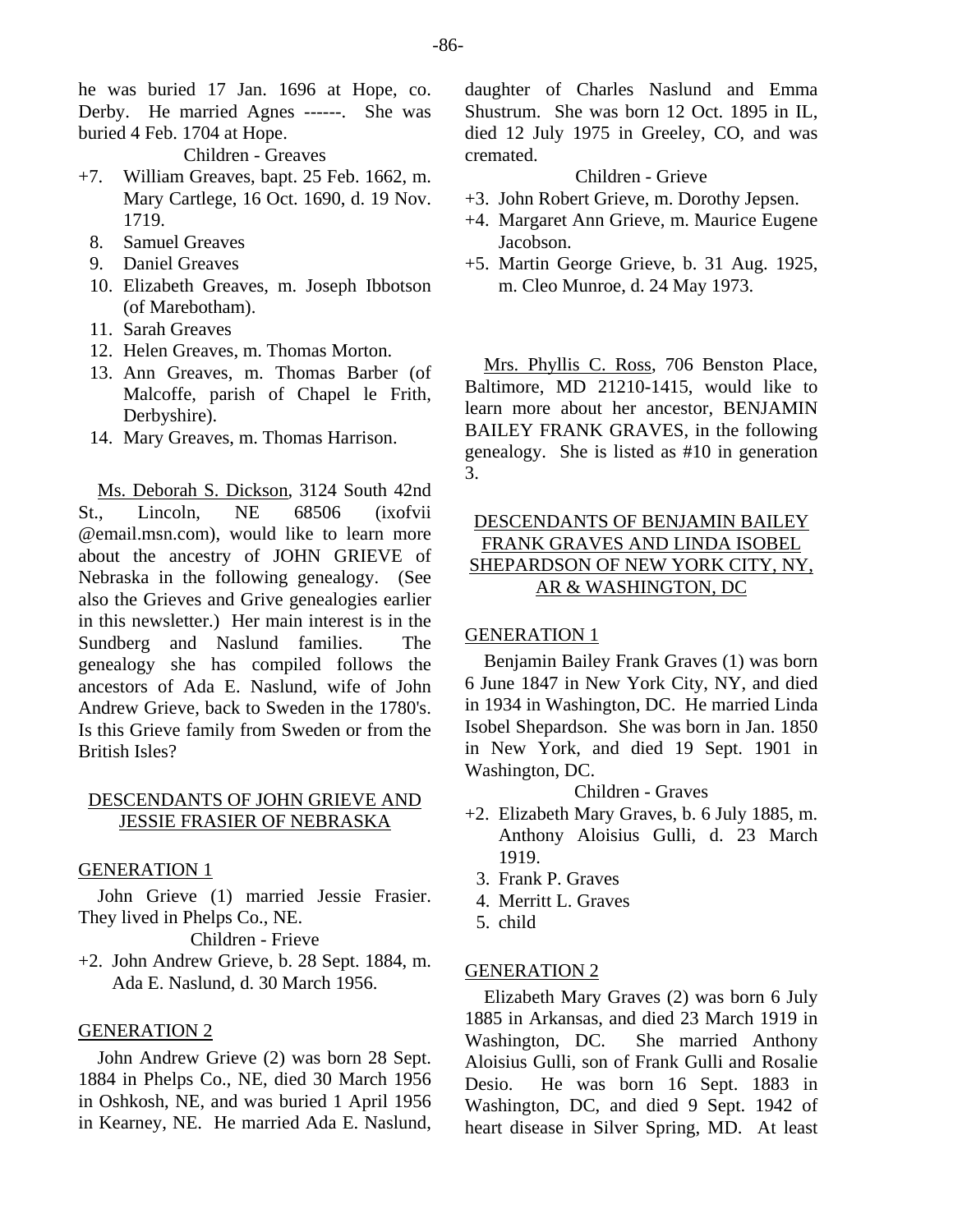he was buried 17 Jan. 1696 at Hope, co. Derby. He married Agnes ------. She was buried 4 Feb. 1704 at Hope.

Children - Greaves

+7. William Greaves, bapt. 25 Feb. 1662, m. Mary Cartlege, 16 Oct. 1690, d. 19 Nov. 1719.
8. Samuel Greaves
9. Daniel Greaves
10. Elizabeth Greaves, m. Joseph Ibbotson (of Marebotham).
11. Sarah Greaves
12. Helen Greaves, m. Thomas Morton.
13. Ann Greaves, m. Thomas Barber (of Malcoffe, parish of Chapel le Frith, Derbyshire).
14. Mary Greaves, m. Thomas Harrison.

Ms. Deborah S. Dickson, 3124 South 42nd St., Lincoln, NE 68506 (ixofvii @email.msn.com), would like to learn more about the ancestry of JOHN GRIEVE of Nebraska in the following genealogy. (See also the Grieves and Grive genealogies earlier in this newsletter.) Her main interest is in the Sundberg and Naslund families. The genealogy she has compiled follows the ancestors of Ada E. Naslund, wife of John Andrew Grieve, back to Sweden in the 1780's. Is this Grieve family from Sweden or from the British Isles?

## DESCENDANTS OF JOHN GRIEVE AND JESSIE FRASIER OF NEBRASKA

### GENERATION 1

John Grieve (1) married Jessie Frasier. They lived in Phelps Co., NE.

Children - Frieve

+2. John Andrew Grieve, b. 28 Sept. 1884, m. Ada E. Naslund, d. 30 March 1956.

### GENERATION 2

John Andrew Grieve (2) was born 28 Sept. 1884 in Phelps Co., NE, died 30 March 1956 in Oshkosh, NE, and was buried 1 April 1956 in Kearney, NE. He married Ada E. Naslund, daughter of Charles Naslund and Emma Shustrum. She was born 12 Oct. 1895 in IL, died 12 July 1975 in Greeley, CO, and was cremated.

Children - Grieve

+3. John Robert Grieve, m. Dorothy Jepsen.
+4. Margaret Ann Grieve, m. Maurice Eugene Jacobson.
+5. Martin George Grieve, b. 31 Aug. 1925, m. Cleo Munroe, d. 24 May 1973.

Mrs. Phyllis C. Ross, 706 Benston Place, Baltimore, MD 21210-1415, would like to learn more about her ancestor, BENJAMIN BAILEY FRANK GRAVES, in the following genealogy. She is listed as #10 in generation 3.

## DESCENDANTS OF BENJAMIN BAILEY FRANK GRAVES AND LINDA ISOBEL SHEPARDSON OF NEW YORK CITY, NY, AR & WASHINGTON, DC

### GENERATION 1

Benjamin Bailey Frank Graves (1) was born 6 June 1847 in New York City, NY, and died in 1934 in Washington, DC. He married Linda Isobel Shepardson. She was born in Jan. 1850 in New York, and died 19 Sept. 1901 in Washington, DC.

Children - Graves

+2. Elizabeth Mary Graves, b. 6 July 1885, m. Anthony Aloisius Gulli, d. 23 March 1919.
3. Frank P. Graves
4. Merritt L. Graves
5. child

### GENERATION 2

Elizabeth Mary Graves (2) was born 6 July 1885 in Arkansas, and died 23 March 1919 in Washington, DC. She married Anthony Aloisius Gulli, son of Frank Gulli and Rosalie Desio. He was born 16 Sept. 1883 in Washington, DC, and died 9 Sept. 1942 of heart disease in Silver Spring, MD. At least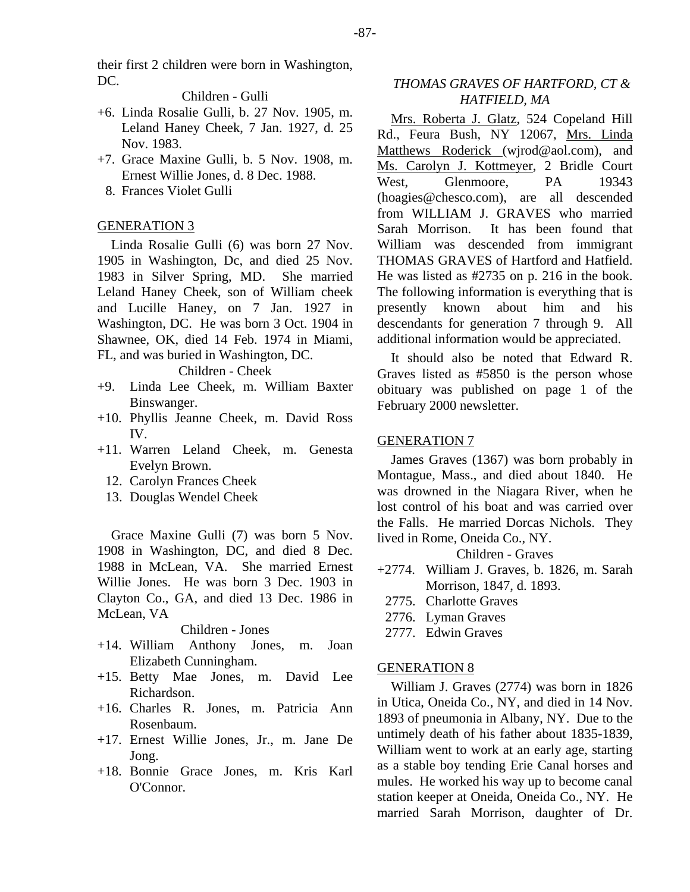their first 2 children were born in Washington, DC.

Children - Gulli

+6. Linda Rosalie Gulli, b. 27 Nov. 1905, m. Leland Haney Cheek, 7 Jan. 1927, d. 25 Nov. 1983.
+7. Grace Maxine Gulli, b. 5 Nov. 1908, m. Ernest Willie Jones, d. 8 Dec. 1988.
8. Frances Violet Gulli

## GENERATION 3

Linda Rosalie Gulli (6) was born 27 Nov. 1905 in Washington, Dc, and died 25 Nov. 1983 in Silver Spring, MD. She married Leland Haney Cheek, son of William cheek and Lucille Haney, on 7 Jan. 1927 in Washington, DC. He was born 3 Oct. 1904 in Shawnee, OK, died 14 Feb. 1974 in Miami, FL, and was buried in Washington, DC.

Children - Cheek

+9. Linda Lee Cheek, m. William Baxter Binswanger.
+10. Phyllis Jeanne Cheek, m. David Ross IV.
+11. Warren Leland Cheek, m. Genesta Evelyn Brown.
12. Carolyn Frances Cheek
13. Douglas Wendel Cheek

Grace Maxine Gulli (7) was born 5 Nov. 1908 in Washington, DC, and died 8 Dec. 1988 in McLean, VA. She married Ernest Willie Jones. He was born 3 Dec. 1903 in Clayton Co., GA, and died 13 Dec. 1986 in McLean, VA

Children - Jones

+14. William Anthony Jones, m. Joan Elizabeth Cunningham.
+15. Betty Mae Jones, m. David Lee Richardson.
+16. Charles R. Jones, m. Patricia Ann Rosenbaum.
+17. Ernest Willie Jones, Jr., m. Jane De Jong.
+18. Bonnie Grace Jones, m. Kris Karl O'Connor.

## *THOMAS GRAVES OF HARTFORD, CT & HATFIELD, MA*

Mrs. Roberta J. Glatz, 524 Copeland Hill Rd., Feura Bush, NY 12067, Mrs. Linda Matthews Roderick (wjrod@aol.com), and Ms. Carolyn J. Kottmeyer, 2 Bridle Court West, Glenmoore, PA 19343 (hoagies@chesco.com), are all descended from WILLIAM J. GRAVES who married Sarah Morrison. It has been found that William was descended from immigrant THOMAS GRAVES of Hartford and Hatfield. He was listed as #2735 on p. 216 in the book. The following information is everything that is presently known about him and his descendants for generation 7 through 9. All additional information would be appreciated.

It should also be noted that Edward R. Graves listed as #5850 is the person whose obituary was published on page 1 of the February 2000 newsletter.

## GENERATION 7

James Graves (1367) was born probably in Montague, Mass., and died about 1840. He was drowned in the Niagara River, when he lost control of his boat and was carried over the Falls. He married Dorcas Nichols. They lived in Rome, Oneida Co., NY.

Children - Graves

+2774. William J. Graves, b. 1826, m. Sarah Morrison, 1847, d. 1893.
2775. Charlotte Graves
2776. Lyman Graves
2777. Edwin Graves

## GENERATION 8

William J. Graves (2774) was born in 1826 in Utica, Oneida Co., NY, and died in 14 Nov. 1893 of pneumonia in Albany, NY. Due to the untimely death of his father about 1835-1839, William went to work at an early age, starting as a stable boy tending Erie Canal horses and mules. He worked his way up to become canal station keeper at Oneida, Oneida Co., NY. He married Sarah Morrison, daughter of Dr.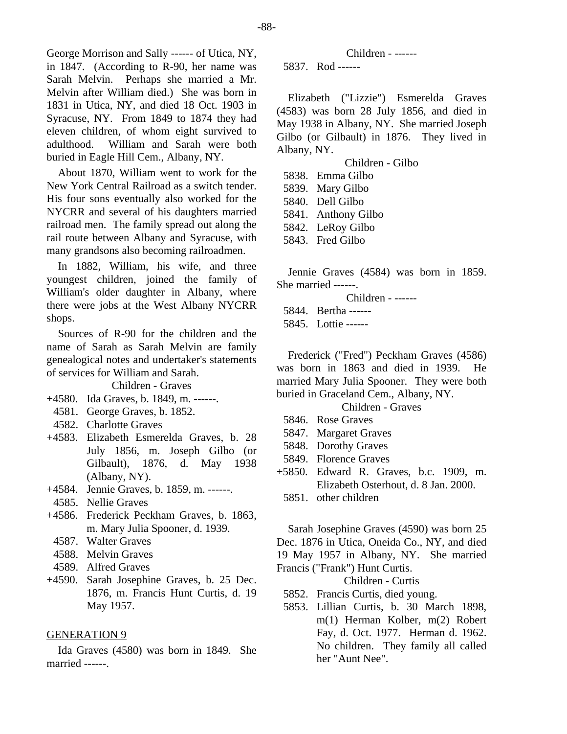George Morrison and Sally ------ of Utica, NY, in 1847. (According to R-90, her name was Sarah Melvin. Perhaps she married a Mr. Melvin after William died.) She was born in 1831 in Utica, NY, and died 18 Oct. 1903 in Syracuse, NY. From 1849 to 1874 they had eleven children, of whom eight survived to adulthood. William and Sarah were both buried in Eagle Hill Cem., Albany, NY.

About 1870, William went to work for the New York Central Railroad as a switch tender. His four sons eventually also worked for the NYCRR and several of his daughters married railroad men. The family spread out along the rail route between Albany and Syracuse, with many grandsons also becoming railroadmen.

In 1882, William, his wife, and three youngest children, joined the family of William's older daughter in Albany, where there were jobs at the West Albany NYCRR shops.

Sources of R-90 for the children and the name of Sarah as Sarah Melvin are family genealogical notes and undertaker's statements of services for William and Sarah.

Children - Graves

- +4580. Ida Graves, b. 1849, m. ------.
- 4581. George Graves, b. 1852.
- 4582. Charlotte Graves
- +4583. Elizabeth Esmerelda Graves, b. 28 July 1856, m. Joseph Gilbo (or Gilbault), 1876, d. May 1938 (Albany, NY).
- +4584. Jennie Graves, b. 1859, m. ------.
- 4585. Nellie Graves
- +4586. Frederick Peckham Graves, b. 1863, m. Mary Julia Spooner, d. 1939.
- 4587. Walter Graves
- 4588. Melvin Graves
- 4589. Alfred Graves
- +4590. Sarah Josephine Graves, b. 25 Dec. 1876, m. Francis Hunt Curtis, d. 19 May 1957.

## GENERATION 9

Ida Graves (4580) was born in 1849. She married ------.

Children - ------

- 5837. Rod ------

Elizabeth ("Lizzie") Esmerelda Graves (4583) was born 28 July 1856, and died in May 1938 in Albany, NY. She married Joseph Gilbo (or Gilbault) in 1876. They lived in Albany, NY.

Children - Gilbo

- 5838. Emma Gilbo
- 5839. Mary Gilbo
- 5840. Dell Gilbo
- 5841. Anthony Gilbo
- 5842. LeRoy Gilbo
- 5843. Fred Gilbo

Jennie Graves (4584) was born in 1859. She married ------.

Children - ------

- 5844. Bertha ------
- 5845. Lottie ------

Frederick ("Fred") Peckham Graves (4586) was born in 1863 and died in 1939. He married Mary Julia Spooner. They were both buried in Graceland Cem., Albany, NY.

Children - Graves

- 5846. Rose Graves
- 5847. Margaret Graves
- 5848. Dorothy Graves
- 5849. Florence Graves
- +5850. Edward R. Graves, b.c. 1909, m. Elizabeth Osterhout, d. 8 Jan. 2000.
- 5851. other children

Sarah Josephine Graves (4590) was born 25 Dec. 1876 in Utica, Oneida Co., NY, and died 19 May 1957 in Albany, NY. She married Francis ("Frank") Hunt Curtis.

Children - Curtis

- 5852. Francis Curtis, died young.
- 5853. Lillian Curtis, b. 30 March 1898, m(1) Herman Kolber, m(2) Robert Fay, d. Oct. 1977. Herman d. 1962. No children. They family all called her "Aunt Nee".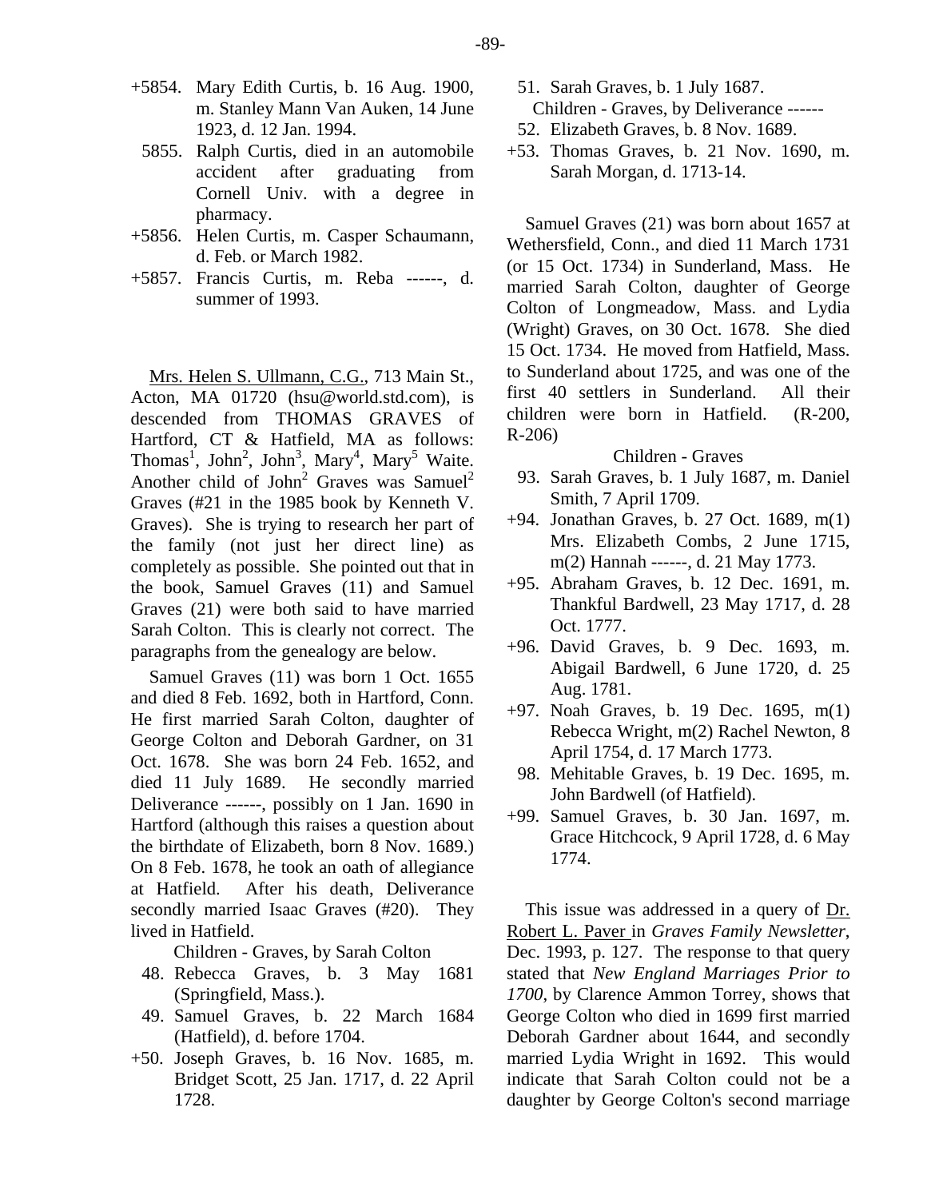+5854. Mary Edith Curtis, b. 16 Aug. 1900, m. Stanley Mann Van Auken, 14 June 1923, d. 12 Jan. 1994.

5855. Ralph Curtis, died in an automobile accident after graduating from Cornell Univ. with a degree in pharmacy.

+5856. Helen Curtis, m. Casper Schaumann, d. Feb. or March 1982.

+5857. Francis Curtis, m. Reba ------, d. summer of 1993.

<u>Mrs. Helen S. Ullmann, C.G.</u>, 713 Main St., Acton, MA 01720 (hsu@world.std.com), is descended from THOMAS GRAVES of Hartford, CT & Hatfield, MA as follows: Thomas[1], John[2], John[3], Mary[4], Mary[5] Waite. Another child of John[2] Graves was Samuel[2] Graves (#21 in the 1985 book by Kenneth V. Graves). She is trying to research her part of the family (not just her direct line) as completely as possible. She pointed out that in the book, Samuel Graves (11) and Samuel Graves (21) were both said to have married Sarah Colton. This is clearly not correct. The paragraphs from the genealogy are below.

Samuel Graves (11) was born 1 Oct. 1655 and died 8 Feb. 1692, both in Hartford, Conn. He first married Sarah Colton, daughter of George Colton and Deborah Gardner, on 31 Oct. 1678. She was born 24 Feb. 1652, and died 11 July 1689. He secondly married Deliverance ------, possibly on 1 Jan. 1690 in Hartford (although this raises a question about the birthdate of Elizabeth, born 8 Nov. 1689.) On 8 Feb. 1678, he took an oath of allegiance at Hatfield. After his death, Deliverance secondly married Isaac Graves (#20). They lived in Hatfield.

Children - Graves, by Sarah Colton

48. Rebecca Graves, b. 3 May 1681 (Springfield, Mass.).
49. Samuel Graves, b. 22 March 1684 (Hatfield), d. before 1704.
+50. Joseph Graves, b. 16 Nov. 1685, m. Bridget Scott, 25 Jan. 1717, d. 22 April 1728.
51. Sarah Graves, b. 1 July 1687.

Children - Graves, by Deliverance ------

52. Elizabeth Graves, b. 8 Nov. 1689.
+53. Thomas Graves, b. 21 Nov. 1690, m. Sarah Morgan, d. 1713-14.

Samuel Graves (21) was born about 1657 at Wethersfield, Conn., and died 11 March 1731 (or 15 Oct. 1734) in Sunderland, Mass. He married Sarah Colton, daughter of George Colton of Longmeadow, Mass. and Lydia (Wright) Graves, on 30 Oct. 1678. She died 15 Oct. 1734. He moved from Hatfield, Mass. to Sunderland about 1725, and was one of the first 40 settlers in Sunderland. All their children were born in Hatfield. (R-200, R-206)

Children - Graves

93. Sarah Graves, b. 1 July 1687, m. Daniel Smith, 7 April 1709.
+94. Jonathan Graves, b. 27 Oct. 1689, m(1) Mrs. Elizabeth Combs, 2 June 1715, m(2) Hannah ------, d. 21 May 1773.
+95. Abraham Graves, b. 12 Dec. 1691, m. Thankful Bardwell, 23 May 1717, d. 28 Oct. 1777.
+96. David Graves, b. 9 Dec. 1693, m. Abigail Bardwell, 6 June 1720, d. 25 Aug. 1781.
+97. Noah Graves, b. 19 Dec. 1695, m(1) Rebecca Wright, m(2) Rachel Newton, 8 April 1754, d. 17 March 1773.
98. Mehitable Graves, b. 19 Dec. 1695, m. John Bardwell (of Hatfield).
+99. Samuel Graves, b. 30 Jan. 1697, m. Grace Hitchcock, 9 April 1728, d. 6 May 1774.

This issue was addressed in a query of <u>Dr. Robert L. Paver</u> in *Graves Family Newsletter*, Dec. 1993, p. 127. The response to that query stated that *New England Marriages Prior to 1700*, by Clarence Ammon Torrey, shows that George Colton who died in 1699 first married Deborah Gardner about 1644, and secondly married Lydia Wright in 1692. This would indicate that Sarah Colton could not be a daughter by George Colton's second marriage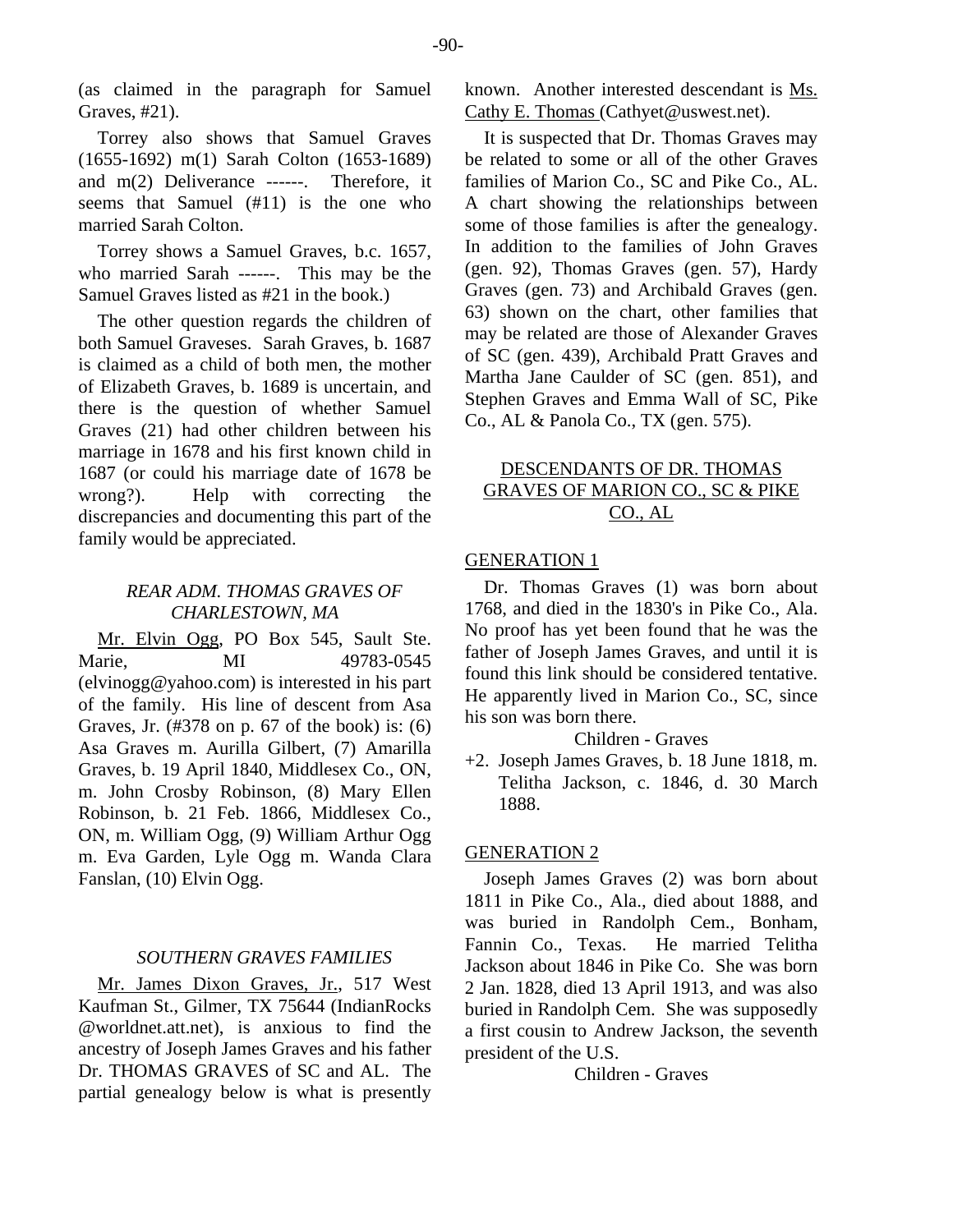(as claimed in the paragraph for Samuel Graves, #21).

Torrey also shows that Samuel Graves (1655-1692) m(1) Sarah Colton (1653-1689) and m(2) Deliverance ------. Therefore, it seems that Samuel (#11) is the one who married Sarah Colton.

Torrey shows a Samuel Graves, b.c. 1657, who married Sarah ------. This may be the Samuel Graves listed as #21 in the book.)

The other question regards the children of both Samuel Graveses. Sarah Graves, b. 1687 is claimed as a child of both men, the mother of Elizabeth Graves, b. 1689 is uncertain, and there is the question of whether Samuel Graves (21) had other children between his marriage in 1678 and his first known child in 1687 (or could his marriage date of 1678 be wrong?). Help with correcting the discrepancies and documenting this part of the family would be appreciated.

### *REAR ADM. THOMAS GRAVES OF CHARLESTOWN, MA*

Mr. Elvin Ogg, PO Box 545, Sault Ste. Marie, MI 49783-0545 (elvinogg@yahoo.com) is interested in his part of the family. His line of descent from Asa Graves, Jr. (#378 on p. 67 of the book) is: (6) Asa Graves m. Aurilla Gilbert, (7) Amarilla Graves, b. 19 April 1840, Middlesex Co., ON, m. John Crosby Robinson, (8) Mary Ellen Robinson, b. 21 Feb. 1866, Middlesex Co., ON, m. William Ogg, (9) William Arthur Ogg m. Eva Garden, Lyle Ogg m. Wanda Clara Fanslan, (10) Elvin Ogg.

### *SOUTHERN GRAVES FAMILIES*

Mr. James Dixon Graves, Jr., 517 West Kaufman St., Gilmer, TX 75644 (IndianRocks @worldnet.att.net), is anxious to find the ancestry of Joseph James Graves and his father Dr. THOMAS GRAVES of SC and AL. The partial genealogy below is what is presently known. Another interested descendant is Ms. Cathy E. Thomas (Cathyet@uswest.net).

It is suspected that Dr. Thomas Graves may be related to some or all of the other Graves families of Marion Co., SC and Pike Co., AL. A chart showing the relationships between some of those families is after the genealogy. In addition to the families of John Graves (gen. 92), Thomas Graves (gen. 57), Hardy Graves (gen. 73) and Archibald Graves (gen. 63) shown on the chart, other families that may be related are those of Alexander Graves of SC (gen. 439), Archibald Pratt Graves and Martha Jane Caulder of SC (gen. 851), and Stephen Graves and Emma Wall of SC, Pike Co., AL & Panola Co., TX (gen. 575).

### DESCENDANTS OF DR. THOMAS GRAVES OF MARION CO., SC & PIKE CO., AL

#### GENERATION 1

Dr. Thomas Graves (1) was born about 1768, and died in the 1830's in Pike Co., Ala. No proof has yet been found that he was the father of Joseph James Graves, and until it is found this link should be considered tentative. He apparently lived in Marion Co., SC, since his son was born there.

Children - Graves

+2. Joseph James Graves, b. 18 June 1818, m. Telitha Jackson, c. 1846, d. 30 March 1888.

#### GENERATION 2

Joseph James Graves (2) was born about 1811 in Pike Co., Ala., died about 1888, and was buried in Randolph Cem., Bonham, Fannin Co., Texas. He married Telitha Jackson about 1846 in Pike Co. She was born 2 Jan. 1828, died 13 April 1913, and was also buried in Randolph Cem. She was supposedly a first cousin to Andrew Jackson, the seventh president of the U.S.

Children - Graves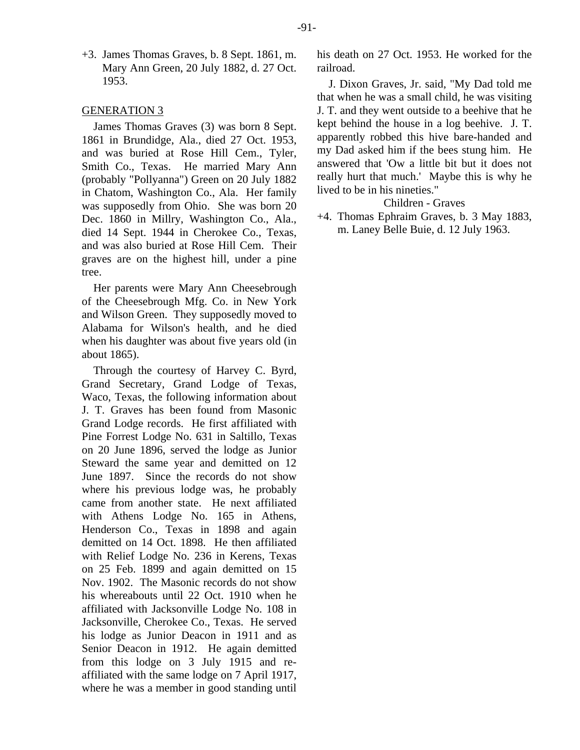+3. James Thomas Graves, b. 8 Sept. 1861, m. Mary Ann Green, 20 July 1882, d. 27 Oct. 1953.

GENERATION 3

James Thomas Graves (3) was born 8 Sept. 1861 in Brundidge, Ala., died 27 Oct. 1953, and was buried at Rose Hill Cem., Tyler, Smith Co., Texas. He married Mary Ann (probably "Pollyanna") Green on 20 July 1882 in Chatom, Washington Co., Ala. Her family was supposedly from Ohio. She was born 20 Dec. 1860 in Millry, Washington Co., Ala., died 14 Sept. 1944 in Cherokee Co., Texas, and was also buried at Rose Hill Cem. Their graves are on the highest hill, under a pine tree.

Her parents were Mary Ann Cheesebrough of the Cheesebrough Mfg. Co. in New York and Wilson Green. They supposedly moved to Alabama for Wilson's health, and he died when his daughter was about five years old (in about 1865).

Through the courtesy of Harvey C. Byrd, Grand Secretary, Grand Lodge of Texas, Waco, Texas, the following information about J. T. Graves has been found from Masonic Grand Lodge records. He first affiliated with Pine Forrest Lodge No. 631 in Saltillo, Texas on 20 June 1896, served the lodge as Junior Steward the same year and demitted on 12 June 1897. Since the records do not show where his previous lodge was, he probably came from another state. He next affiliated with Athens Lodge No. 165 in Athens, Henderson Co., Texas in 1898 and again demitted on 14 Oct. 1898. He then affiliated with Relief Lodge No. 236 in Kerens, Texas on 25 Feb. 1899 and again demitted on 15 Nov. 1902. The Masonic records do not show his whereabouts until 22 Oct. 1910 when he affiliated with Jacksonville Lodge No. 108 in Jacksonville, Cherokee Co., Texas. He served his lodge as Junior Deacon in 1911 and as Senior Deacon in 1912. He again demitted from this lodge on 3 July 1915 and re-affiliated with the same lodge on 7 April 1917, where he was a member in good standing until his death on 27 Oct. 1953. He worked for the railroad.

J. Dixon Graves, Jr. said, "My Dad told me that when he was a small child, he was visiting J. T. and they went outside to a beehive that he kept behind the house in a log beehive. J. T. apparently robbed this hive bare-handed and my Dad asked him if the bees stung him. He answered that 'Ow a little bit but it does not really hurt that much.' Maybe this is why he lived to be in his nineties."

Children - Graves

+4. Thomas Ephraim Graves, b. 3 May 1883, m. Laney Belle Buie, d. 12 July 1963.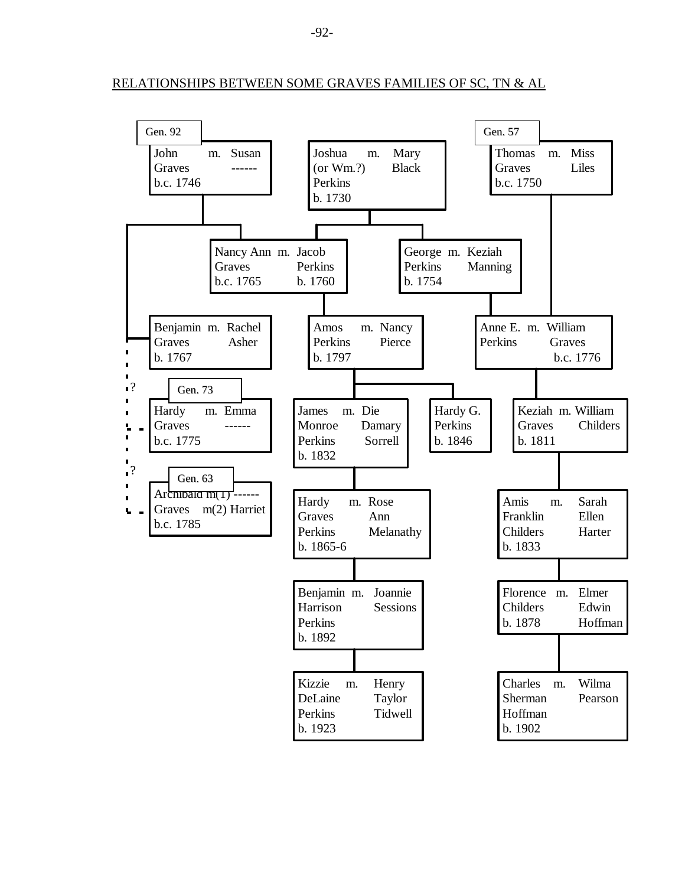## RELATIONSHIPS BETWEEN SOME GRAVES FAMILIES OF SC, TN & AL

**Gen. 92**
John Graves b.c. 1746 m. Susan ------

**Joshua (or Wm.?) Perkins** b. 1730 m. Mary Black

**Gen. 57**
Thomas Graves b.c. 1750 m. Miss Liles

---

**Children of John Graves & Susan:**

- Nancy Ann Graves b.c. 1765 m. Jacob Perkins b. 1760 (son of Joshua Perkins & Mary Black)
  - Amos Perkins b. 1797 m. Nancy Pierce
    - James Monroe Perkins b. 1832 m. Die Damary Sorrell
      - Hardy Graves Perkins b. 1865-6 m. Rose Ann Melanathy
        - Benjamin Harrison Perkins b. 1892 m. Joannie Sessions
          - Kizzie DeLaine Perkins b. 1923 m. Henry Taylor Tidwell
    - Hardy G. Perkins b. 1846
- Benjamin Graves b. 1767 m. Rachel Asher
- ? Gen. 73 — Hardy Graves b.c. 1775 m. Emma ------
- ? Gen. 63 — Archibald Graves b.c. 1785 m(1) ------ m(2) Harriet

**Children of Joshua Perkins & Mary Black:**

- Jacob Perkins b. 1760 m. Nancy Ann Graves b.c. 1765
- George Perkins b. 1754 m. Keziah Manning
  - Anne E. Perkins m. William Graves b.c. 1776 (son of Thomas Graves & Miss Liles)
    - Keziah Graves b. 1811 m. William Childers
      - Amis Franklin Childers b. 1833 m. Sarah Ellen Harter
        - Florence Childers b. 1878 m. Elmer Edwin Hoffman
          - Charles Sherman Hoffman b. 1902 m. Wilma Pearson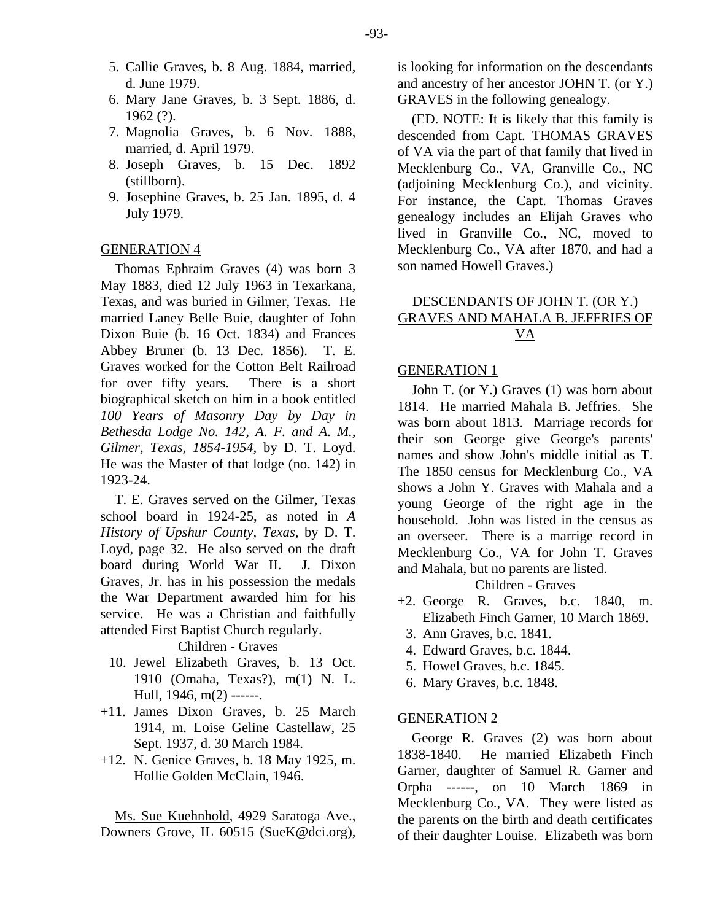5. Callie Graves, b. 8 Aug. 1884, married, d. June 1979.
6. Mary Jane Graves, b. 3 Sept. 1886, d. 1962 (?).
7. Magnolia Graves, b. 6 Nov. 1888, married, d. April 1979.
8. Joseph Graves, b. 15 Dec. 1892 (stillborn).
9. Josephine Graves, b. 25 Jan. 1895, d. 4 July 1979.

GENERATION 4

Thomas Ephraim Graves (4) was born 3 May 1883, died 12 July 1963 in Texarkana, Texas, and was buried in Gilmer, Texas. He married Laney Belle Buie, daughter of John Dixon Buie (b. 16 Oct. 1834) and Frances Abbey Bruner (b. 13 Dec. 1856). T. E. Graves worked for the Cotton Belt Railroad for over fifty years. There is a short biographical sketch on him in a book entitled *100 Years of Masonry Day by Day in Bethesda Lodge No. 142, A. F. and A. M., Gilmer, Texas, 1854-1954*, by D. T. Loyd. He was the Master of that lodge (no. 142) in 1923-24.

T. E. Graves served on the Gilmer, Texas school board in 1924-25, as noted in *A History of Upshur County, Texas*, by D. T. Loyd, page 32. He also served on the draft board during World War II. J. Dixon Graves, Jr. has in his possession the medals the War Department awarded him for his service. He was a Christian and faithfully attended First Baptist Church regularly.

Children - Graves

10. Jewel Elizabeth Graves, b. 13 Oct. 1910 (Omaha, Texas?), m(1) N. L. Hull, 1946, m(2) ------.
+11. James Dixon Graves, b. 25 March 1914, m. Loise Geline Castellaw, 25 Sept. 1937, d. 30 March 1984.
+12. N. Genice Graves, b. 18 May 1925, m. Hollie Golden McClain, 1946.

Ms. Sue Kuehnhold, 4929 Saratoga Ave., Downers Grove, IL 60515 (SueK@dci.org), is looking for information on the descendants and ancestry of her ancestor JOHN T. (or Y.) GRAVES in the following genealogy.

(ED. NOTE: It is likely that this family is descended from Capt. THOMAS GRAVES of VA via the part of that family that lived in Mecklenburg Co., VA, Granville Co., NC (adjoining Mecklenburg Co.), and vicinity. For instance, the Capt. Thomas Graves genealogy includes an Elijah Graves who lived in Granville Co., NC, moved to Mecklenburg Co., VA after 1870, and had a son named Howell Graves.)

DESCENDANTS OF JOHN T. (OR Y.) GRAVES AND MAHALA B. JEFFRIES OF VA

GENERATION 1

John T. (or Y.) Graves (1) was born about 1814. He married Mahala B. Jeffries. She was born about 1813. Marriage records for their son George give George's parents' names and show John's middle initial as T. The 1850 census for Mecklenburg Co., VA shows a John Y. Graves with Mahala and a young George of the right age in the household. John was listed in the census as an overseer. There is a marrige record in Mecklenburg Co., VA for John T. Graves and Mahala, but no parents are listed.

Children - Graves

+2. George R. Graves, b.c. 1840, m. Elizabeth Finch Garner, 10 March 1869.
3. Ann Graves, b.c. 1841.
4. Edward Graves, b.c. 1844.
5. Howel Graves, b.c. 1845.
6. Mary Graves, b.c. 1848.

GENERATION 2

George R. Graves (2) was born about 1838-1840. He married Elizabeth Finch Garner, daughter of Samuel R. Garner and Orpha ------, on 10 March 1869 in Mecklenburg Co., VA. They were listed as the parents on the birth and death certificates of their daughter Louise. Elizabeth was born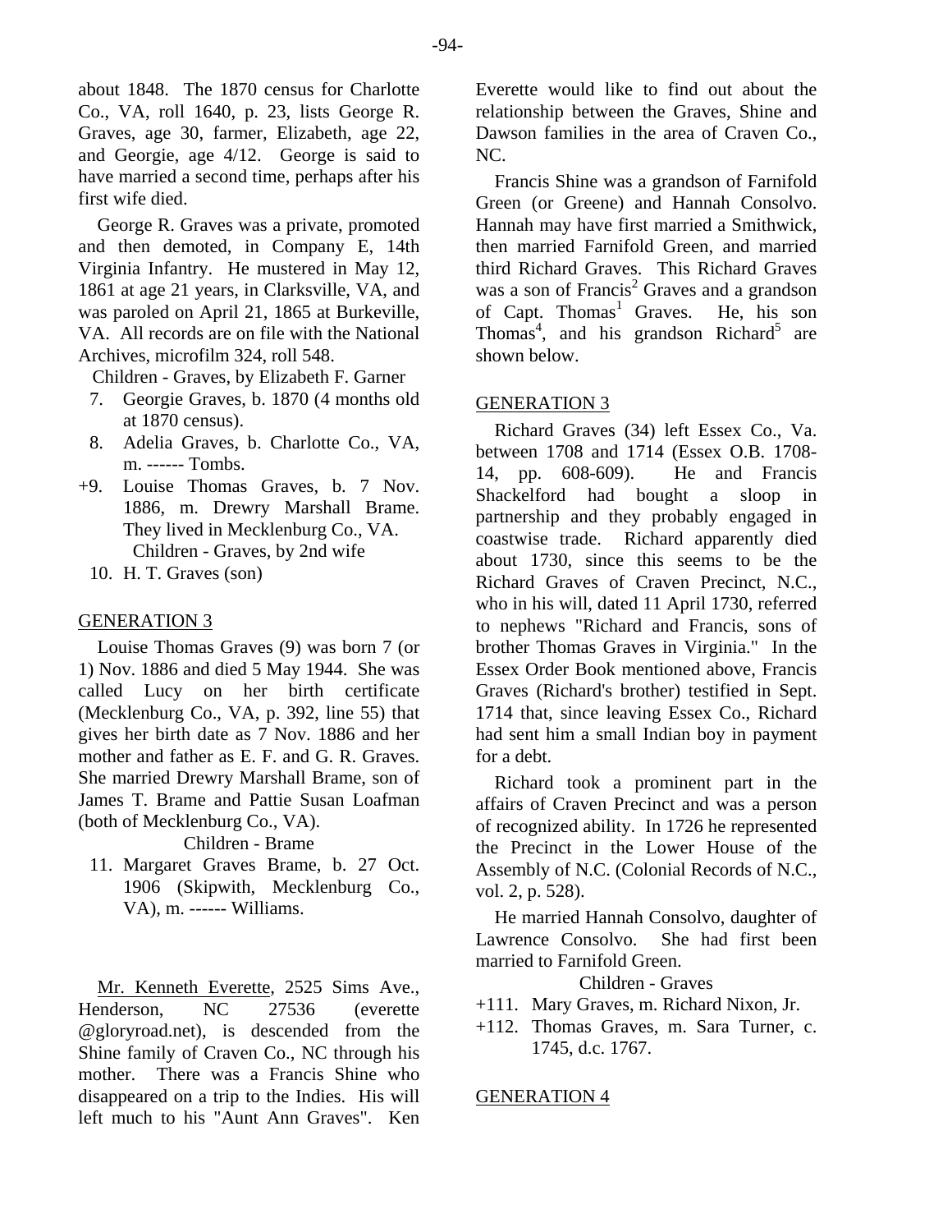about 1848. The 1870 census for Charlotte Co., VA, roll 1640, p. 23, lists George R. Graves, age 30, farmer, Elizabeth, age 22, and Georgie, age 4/12. George is said to have married a second time, perhaps after his first wife died.

George R. Graves was a private, promoted and then demoted, in Company E, 14th Virginia Infantry. He mustered in May 12, 1861 at age 21 years, in Clarksville, VA, and was paroled on April 21, 1865 at Burkeville, VA. All records are on file with the National Archives, microfilm 324, roll 548.

Children - Graves, by Elizabeth F. Garner

7. Georgie Graves, b. 1870 (4 months old at 1870 census).
8. Adelia Graves, b. Charlotte Co., VA, m. ------ Tombs.
+9. Louise Thomas Graves, b. 7 Nov. 1886, m. Drewry Marshall Brame. They lived in Mecklenburg Co., VA.

Children - Graves, by 2nd wife

10. H. T. Graves (son)

GENERATION 3

Louise Thomas Graves (9) was born 7 (or 1) Nov. 1886 and died 5 May 1944. She was called Lucy on her birth certificate (Mecklenburg Co., VA, p. 392, line 55) that gives her birth date as 7 Nov. 1886 and her mother and father as E. F. and G. R. Graves. She married Drewry Marshall Brame, son of James T. Brame and Pattie Susan Loafman (both of Mecklenburg Co., VA).

Children - Brame

11. Margaret Graves Brame, b. 27 Oct. 1906 (Skipwith, Mecklenburg Co., VA), m. ------ Williams.

Mr. Kenneth Everette, 2525 Sims Ave., Henderson, NC 27536 (everette @gloryroad.net), is descended from the Shine family of Craven Co., NC through his mother. There was a Francis Shine who disappeared on a trip to the Indies. His will left much to his "Aunt Ann Graves". Ken Everette would like to find out about the relationship between the Graves, Shine and Dawson families in the area of Craven Co., NC.

Francis Shine was a grandson of Farnifold Green (or Greene) and Hannah Consolvo. Hannah may have first married a Smithwick, then married Farnifold Green, and married third Richard Graves. This Richard Graves was a son of Francis[2] Graves and a grandson of Capt. Thomas[1] Graves. He, his son Thomas[4], and his grandson Richard[5] are shown below.

GENERATION 3

Richard Graves (34) left Essex Co., Va. between 1708 and 1714 (Essex O.B. 1708-14, pp. 608-609). He and Francis Shackelford had bought a sloop in partnership and they probably engaged in coastwise trade. Richard apparently died about 1730, since this seems to be the Richard Graves of Craven Precinct, N.C., who in his will, dated 11 April 1730, referred to nephews "Richard and Francis, sons of brother Thomas Graves in Virginia." In the Essex Order Book mentioned above, Francis Graves (Richard's brother) testified in Sept. 1714 that, since leaving Essex Co., Richard had sent him a small Indian boy in payment for a debt.

Richard took a prominent part in the affairs of Craven Precinct and was a person of recognized ability. In 1726 he represented the Precinct in the Lower House of the Assembly of N.C. (Colonial Records of N.C., vol. 2, p. 528).

He married Hannah Consolvo, daughter of Lawrence Consolvo. She had first been married to Farnifold Green.

Children - Graves

+111. Mary Graves, m. Richard Nixon, Jr.
+112. Thomas Graves, m. Sara Turner, c. 1745, d.c. 1767.

GENERATION 4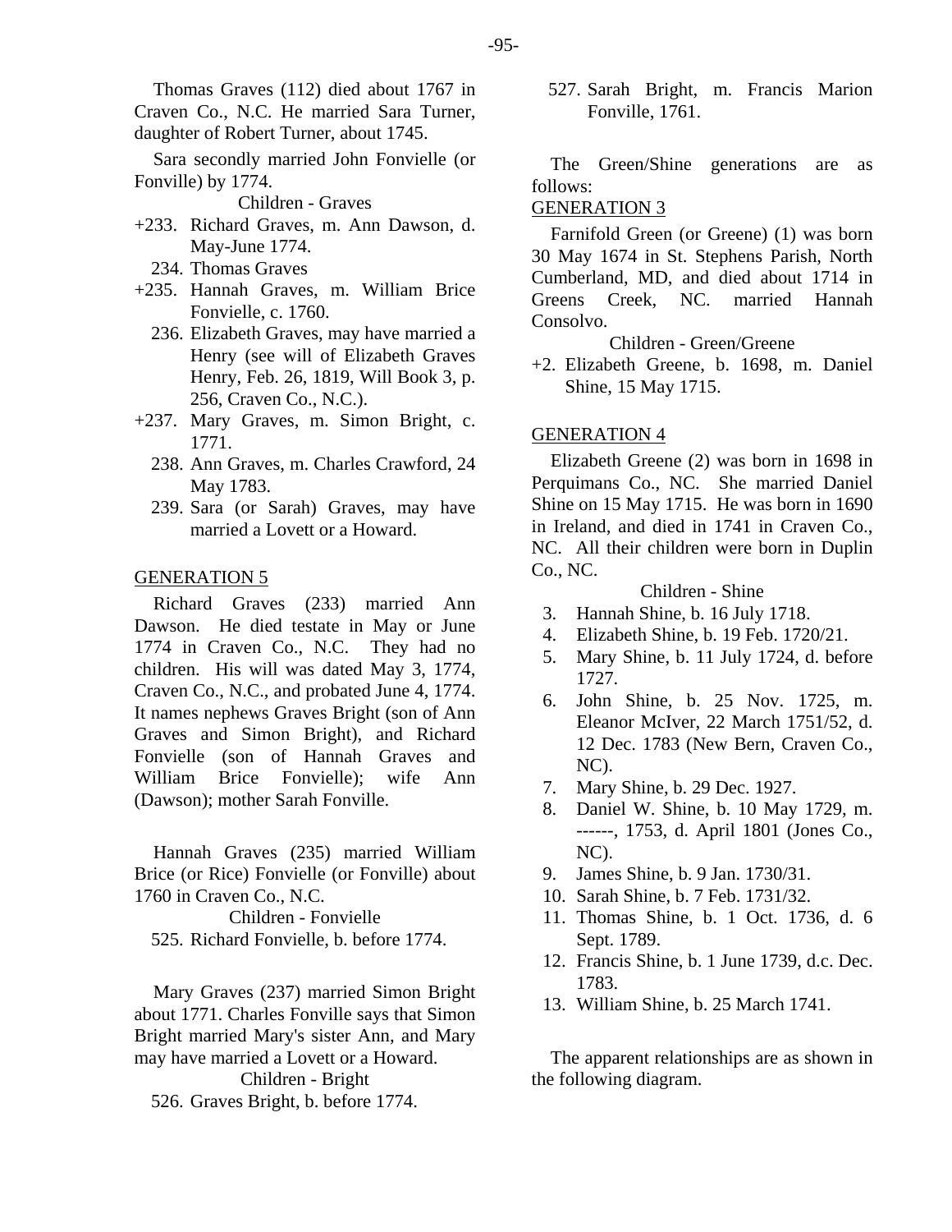Thomas Graves (112) died about 1767 in Craven Co., N.C. He married Sara Turner, daughter of Robert Turner, about 1745.

Sara secondly married John Fonvielle (or Fonville) by 1774.

Children - Graves

+233. Richard Graves, m. Ann Dawson, d. May-June 1774.
234. Thomas Graves
+235. Hannah Graves, m. William Brice Fonvielle, c. 1760.
236. Elizabeth Graves, may have married a Henry (see will of Elizabeth Graves Henry, Feb. 26, 1819, Will Book 3, p. 256, Craven Co., N.C.).
+237. Mary Graves, m. Simon Bright, c. 1771.
238. Ann Graves, m. Charles Crawford, 24 May 1783.
239. Sara (or Sarah) Graves, may have married a Lovett or a Howard.

GENERATION 5

Richard Graves (233) married Ann Dawson. He died testate in May or June 1774 in Craven Co., N.C. They had no children. His will was dated May 3, 1774, Craven Co., N.C., and probated June 4, 1774. It names nephews Graves Bright (son of Ann Graves and Simon Bright), and Richard Fonvielle (son of Hannah Graves and William Brice Fonvielle); wife Ann (Dawson); mother Sarah Fonville.

Hannah Graves (235) married William Brice (or Rice) Fonvielle (or Fonville) about 1760 in Craven Co., N.C.

Children - Fonvielle

525. Richard Fonvielle, b. before 1774.

Mary Graves (237) married Simon Bright about 1771. Charles Fonville says that Simon Bright married Mary's sister Ann, and Mary may have married a Lovett or a Howard.

Children - Bright

526. Graves Bright, b. before 1774.
527. Sarah Bright, m. Francis Marion Fonville, 1761.

The Green/Shine generations are as follows:

GENERATION 3

Farnifold Green (or Greene) (1) was born 30 May 1674 in St. Stephens Parish, North Cumberland, MD, and died about 1714 in Greens Creek, NC. married Hannah Consolvo.

Children - Green/Greene

+2. Elizabeth Greene, b. 1698, m. Daniel Shine, 15 May 1715.

GENERATION 4

Elizabeth Greene (2) was born in 1698 in Perquimans Co., NC. She married Daniel Shine on 15 May 1715. He was born in 1690 in Ireland, and died in 1741 in Craven Co., NC. All their children were born in Duplin Co., NC.

Children - Shine

3. Hannah Shine, b. 16 July 1718.
4. Elizabeth Shine, b. 19 Feb. 1720/21.
5. Mary Shine, b. 11 July 1724, d. before 1727.
6. John Shine, b. 25 Nov. 1725, m. Eleanor McIver, 22 March 1751/52, d. 12 Dec. 1783 (New Bern, Craven Co., NC).
7. Mary Shine, b. 29 Dec. 1927.
8. Daniel W. Shine, b. 10 May 1729, m. ------, 1753, d. April 1801 (Jones Co., NC).
9. James Shine, b. 9 Jan. 1730/31.
10. Sarah Shine, b. 7 Feb. 1731/32.
11. Thomas Shine, b. 1 Oct. 1736, d. 6 Sept. 1789.
12. Francis Shine, b. 1 June 1739, d.c. Dec. 1783.
13. William Shine, b. 25 March 1741.

The apparent relationships are as shown in the following diagram.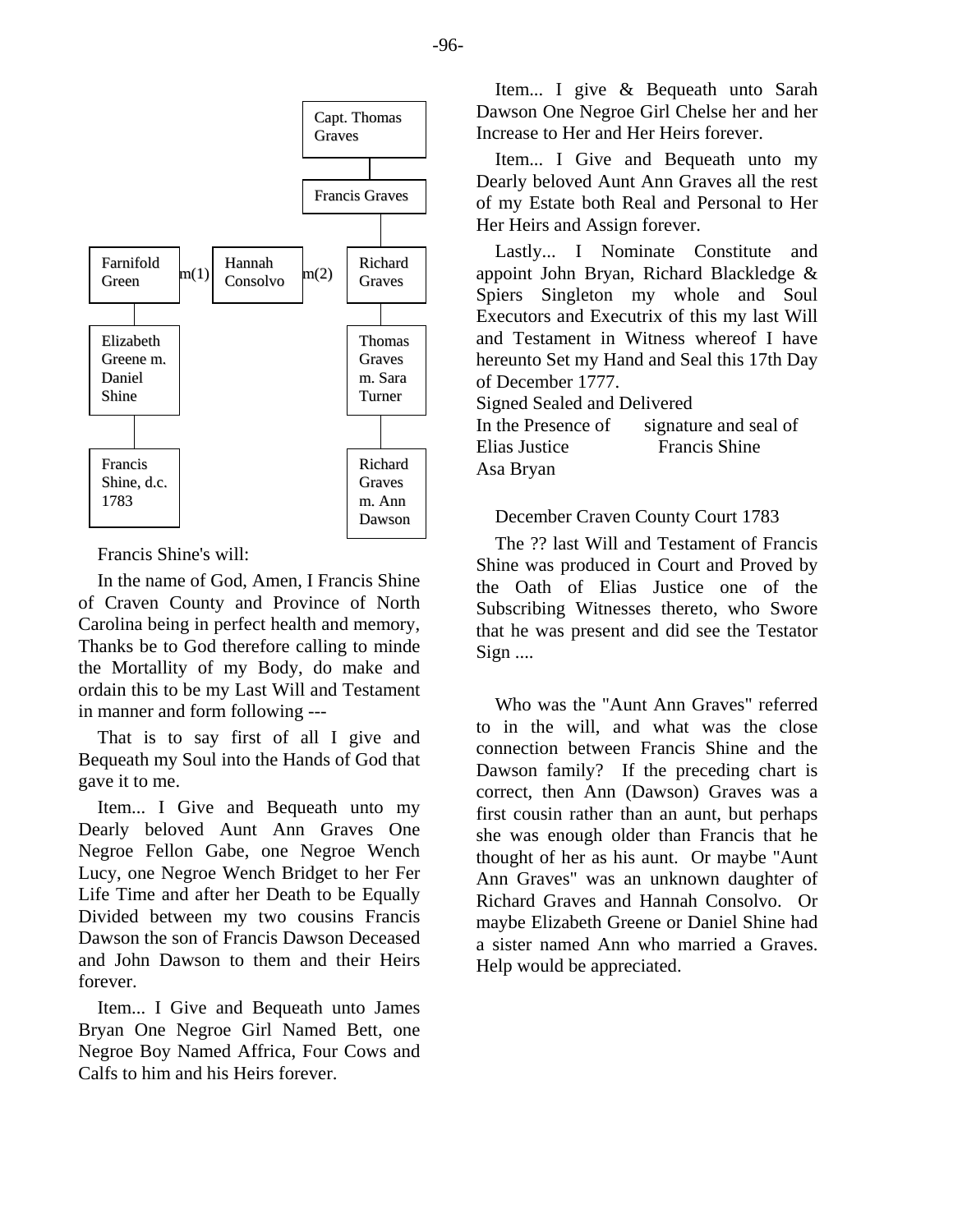Capt. Thomas Graves

Francis Graves

Farnifold Green m(1) Hannah Consolvo m(2) Richard Graves

Elizabeth Greene m. Daniel Shine

Thomas Graves m. Sara Turner

Francis Shine, d.c. 1783

Richard Graves m. Ann Dawson

Francis Shine's will:

In the name of God, Amen, I Francis Shine of Craven County and Province of North Carolina being in perfect health and memory, Thanks be to God therefore calling to minde the Mortallity of my Body, do make and ordain this to be my Last Will and Testament in manner and form following ---

That is to say first of all I give and Bequeath my Soul into the Hands of God that gave it to me.

Item... I Give and Bequeath unto my Dearly beloved Aunt Ann Graves One Negroe Fellon Gabe, one Negroe Wench Lucy, one Negroe Wench Bridget to her Fer Life Time and after her Death to be Equally Divided between my two cousins Francis Dawson the son of Francis Dawson Deceased and John Dawson to them and their Heirs forever.

Item... I Give and Bequeath unto James Bryan One Negroe Girl Named Bett, one Negroe Boy Named Affrica, Four Cows and Calfs to him and his Heirs forever.

Item... I give & Bequeath unto Sarah Dawson One Negroe Girl Chelse her and her Increase to Her and Her Heirs forever.

Item... I Give and Bequeath unto my Dearly beloved Aunt Ann Graves all the rest of my Estate both Real and Personal to Her Her Heirs and Assign forever.

Lastly... I Nominate Constitute and appoint John Bryan, Richard Blackledge & Spiers Singleton my whole and Soul Executors and Executrix of this my last Will and Testament in Witness whereof I have hereunto Set my Hand and Seal this 17th Day of December 1777.

Signed Sealed and Delivered
In the Presence of — signature and seal of
Elias Justice — Francis Shine
Asa Bryan

December Craven County Court 1783

The ?? last Will and Testament of Francis Shine was produced in Court and Proved by the Oath of Elias Justice one of the Subscribing Witnesses thereto, who Swore that he was present and did see the Testator Sign ....

Who was the "Aunt Ann Graves" referred to in the will, and what was the close connection between Francis Shine and the Dawson family? If the preceding chart is correct, then Ann (Dawson) Graves was a first cousin rather than an aunt, but perhaps she was enough older than Francis that he thought of her as his aunt. Or maybe "Aunt Ann Graves" was an unknown daughter of Richard Graves and Hannah Consolvo. Or maybe Elizabeth Greene or Daniel Shine had a sister named Ann who married a Graves. Help would be appreciated.